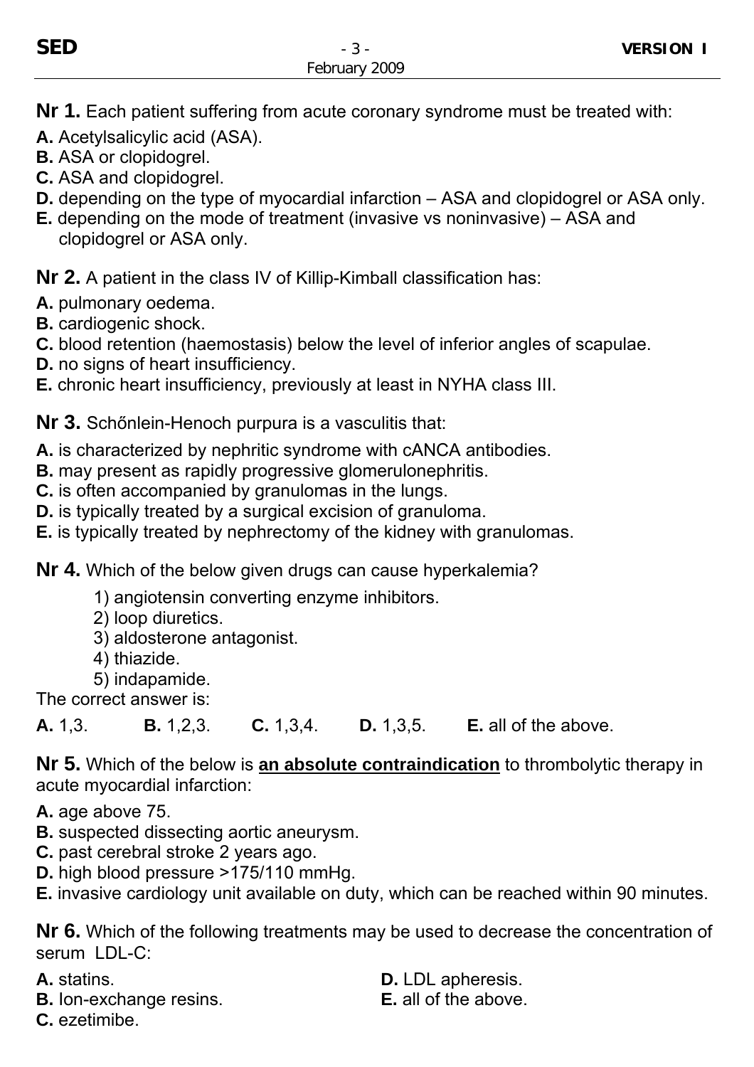**Nr 1.** Each patient suffering from acute coronary syndrome must be treated with:

**A.** Acetylsalicylic acid (ASA).
**B.** ASA or clopidogrel.
**C.** ASA and clopidogrel.
**D.** depending on the type of myocardial infarction – ASA and clopidogrel or ASA only.
**E.** depending on the mode of treatment (invasive vs noninvasive) – ASA and clopidogrel or ASA only.

**Nr 2.** A patient in the class IV of Killip-Kimball classification has:

**A.** pulmonary oedema.
**B.** cardiogenic shock.
**C.** blood retention (haemostasis) below the level of inferior angles of scapulae.
**D.** no signs of heart insufficiency.
**E.** chronic heart insufficiency, previously at least in NYHA class III.

**Nr 3.** Schőnlein-Henoch purpura is a vasculitis that:

**A.** is characterized by nephritic syndrome with cANCA antibodies.
**B.** may present as rapidly progressive glomerulonephritis.
**C.** is often accompanied by granulomas in the lungs.
**D.** is typically treated by a surgical excision of granuloma.
**E.** is typically treated by nephrectomy of the kidney with granulomas.

**Nr 4.** Which of the below given drugs can cause hyperkalemia?

1) angiotensin converting enzyme inhibitors.
2) loop diuretics.
3) aldosterone antagonist.
4) thiazide.
5) indapamide.

The correct answer is:

**A.** 1,3. **B.** 1,2,3. **C.** 1,3,4. **D.** 1,3,5. **E.** all of the above.

**Nr 5.** Which of the below is **an absolute contraindication** to thrombolytic therapy in acute myocardial infarction:

**A.** age above 75.
**B.** suspected dissecting aortic aneurysm.
**C.** past cerebral stroke 2 years ago.
**D.** high blood pressure >175/110 mmHg.
**E.** invasive cardiology unit available on duty, which can be reached within 90 minutes.

**Nr 6.** Which of the following treatments may be used to decrease the concentration of serum LDL-C:

**A.** statins.
**B.** Ion-exchange resins.
**C.** ezetimibe.
**D.** LDL apheresis.
**E.** all of the above.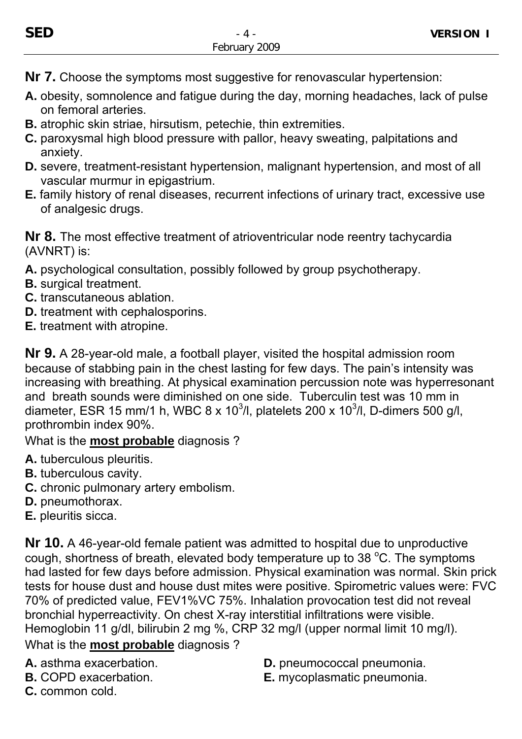**Nr 7.** Choose the symptoms most suggestive for renovascular hypertension:

**A.** obesity, somnolence and fatigue during the day, morning headaches, lack of pulse on femoral arteries.
**B.** atrophic skin striae, hirsutism, petechie, thin extremities.
**C.** paroxysmal high blood pressure with pallor, heavy sweating, palpitations and anxiety.
**D.** severe, treatment-resistant hypertension, malignant hypertension, and most of all vascular murmur in epigastrium.
**E.** family history of renal diseases, recurrent infections of urinary tract, excessive use of analgesic drugs.

**Nr 8.** The most effective treatment of atrioventricular node reentry tachycardia (AVNRT) is:

**A.** psychological consultation, possibly followed by group psychotherapy.
**B.** surgical treatment.
**C.** transcutaneous ablation.
**D.** treatment with cephalosporins.
**E.** treatment with atropine.

**Nr 9.** A 28-year-old male, a football player, visited the hospital admission room because of stabbing pain in the chest lasting for few days. The pain's intensity was increasing with breathing. At physical examination percussion note was hyperresonant and breath sounds were diminished on one side. Tuberculin test was 10 mm in diameter, ESR 15 mm/1 h, WBC 8 x $10^3$/l, platelets 200 x $10^3$/l, D-dimers 500 g/l, prothrombin index 90%.

What is the **most probable** diagnosis ?

**A.** tuberculous pleuritis.
**B.** tuberculous cavity.
**C.** chronic pulmonary artery embolism.
**D.** pneumothorax.
**E.** pleuritis sicca.

**Nr 10.** A 46-year-old female patient was admitted to hospital due to unproductive cough, shortness of breath, elevated body temperature up to 38 °C. The symptoms had lasted for few days before admission. Physical examination was normal. Skin prick tests for house dust and house dust mites were positive. Spirometric values were: FVC 70% of predicted value, FEV1%VC 75%. Inhalation provocation test did not reveal bronchial hyperreactivity. On chest X-ray interstitial infiltrations were visible. Hemoglobin 11 g/dl, bilirubin 2 mg %, CRP 32 mg/l (upper normal limit 10 mg/l).

What is the **most probable** diagnosis ?

**A.** asthma exacerbation.
**B.** COPD exacerbation.
**C.** common cold.
**D.** pneumococcal pneumonia.
**E.** mycoplasmatic pneumonia.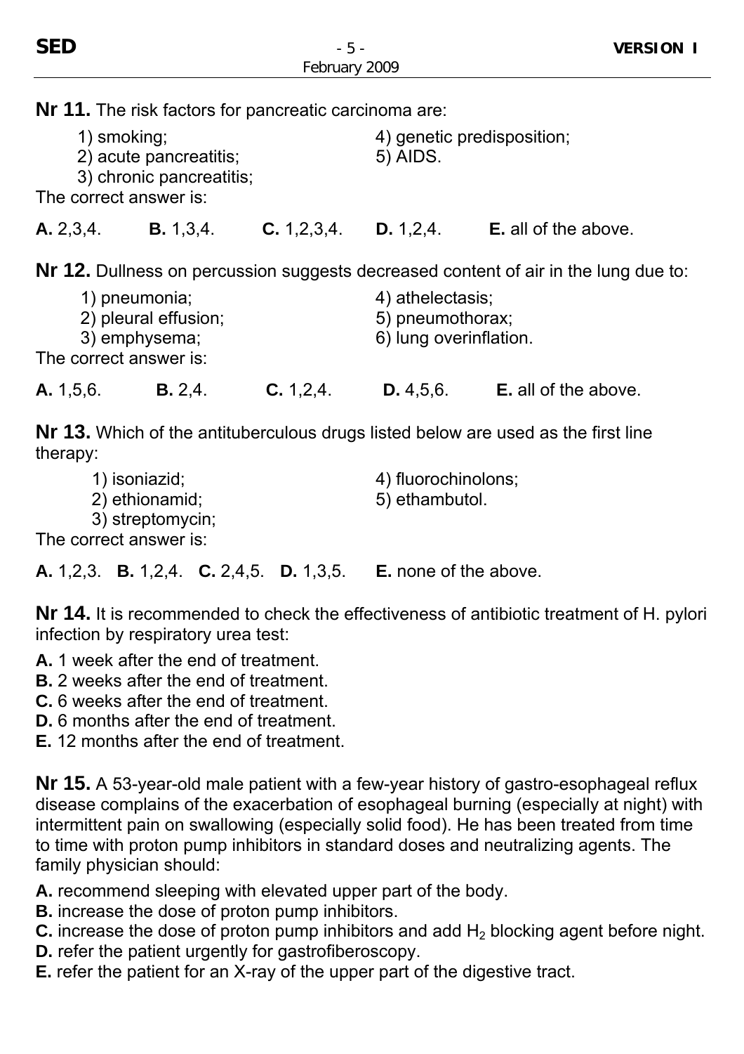**Nr 11.** The risk factors for pancreatic carcinoma are:

1) smoking;
2) acute pancreatitis;
3) chronic pancreatitis;
4) genetic predisposition;
5) AIDS.

The correct answer is:

**A.** 2,3,4. **B.** 1,3,4. **C.** 1,2,3,4. **D.** 1,2,4. **E.** all of the above.

**Nr 12.** Dullness on percussion suggests decreased content of air in the lung due to:

1) pneumonia;
2) pleural effusion;
3) emphysema;
4) athelectasis;
5) pneumothorax;
6) lung overinflation.

The correct answer is:

**A.** 1,5,6. **B.** 2,4. **C.** 1,2,4. **D.** 4,5,6. **E.** all of the above.

**Nr 13.** Which of the antituberculous drugs listed below are used as the first line therapy:

1) isoniazid;
2) ethionamid;
3) streptomycin;
4) fluorochinolons;
5) ethambutol.

The correct answer is:

**A.** 1,2,3. **B.** 1,2,4. **C.** 2,4,5. **D.** 1,3,5. **E.** none of the above.

**Nr 14.** It is recommended to check the effectiveness of antibiotic treatment of H. pylori infection by respiratory urea test:

**A.** 1 week after the end of treatment.
**B.** 2 weeks after the end of treatment.
**C.** 6 weeks after the end of treatment.
**D.** 6 months after the end of treatment.
**E.** 12 months after the end of treatment.

**Nr 15.** A 53-year-old male patient with a few-year history of gastro-esophageal reflux disease complains of the exacerbation of esophageal burning (especially at night) with intermittent pain on swallowing (especially solid food). He has been treated from time to time with proton pump inhibitors in standard doses and neutralizing agents. The family physician should:

**A.** recommend sleeping with elevated upper part of the body.
**B.** increase the dose of proton pump inhibitors.
**C.** increase the dose of proton pump inhibitors and add $H_2$ blocking agent before night.
**D.** refer the patient urgently for gastrofiberoscopy.
**E.** refer the patient for an X-ray of the upper part of the digestive tract.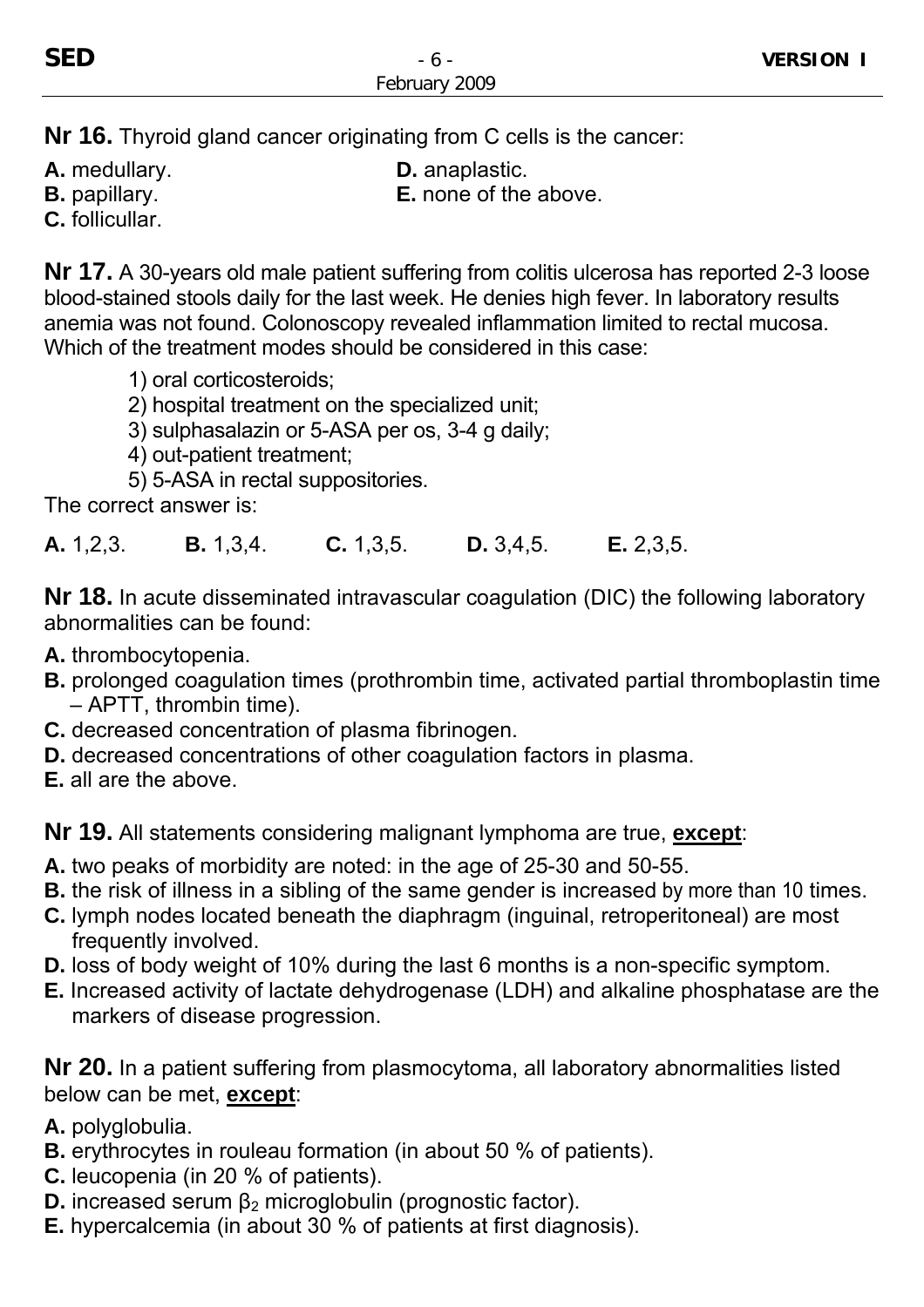**Nr 16.** Thyroid gland cancer originating from C cells is the cancer:

**A.** medullary.
**B.** papillary.
**C.** follicullar.
**D.** anaplastic.
**E.** none of the above.

**Nr 17.** A 30-years old male patient suffering from colitis ulcerosa has reported 2-3 loose blood-stained stools daily for the last week. He denies high fever. In laboratory results anemia was not found. Colonoscopy revealed inflammation limited to rectal mucosa. Which of the treatment modes should be considered in this case:

1) oral corticosteroids;
2) hospital treatment on the specialized unit;
3) sulphasalazin or 5-ASA per os, 3-4 g daily;
4) out-patient treatment;
5) 5-ASA in rectal suppositories.

The correct answer is:

**A.** 1,2,3. **B.** 1,3,4. **C.** 1,3,5. **D.** 3,4,5. **E.** 2,3,5.

**Nr 18.** In acute disseminated intravascular coagulation (DIC) the following laboratory abnormalities can be found:

**A.** thrombocytopenia.
**B.** prolonged coagulation times (prothrombin time, activated partial thromboplastin time – APTT, thrombin time).
**C.** decreased concentration of plasma fibrinogen.
**D.** decreased concentrations of other coagulation factors in plasma.
**E.** all are the above.

**Nr 19.** All statements considering malignant lymphoma are true, **except**:

**A.** two peaks of morbidity are noted: in the age of 25-30 and 50-55.
**B.** the risk of illness in a sibling of the same gender is increased by more than 10 times.
**C.** lymph nodes located beneath the diaphragm (inguinal, retroperitoneal) are most frequently involved.
**D.** loss of body weight of 10% during the last 6 months is a non-specific symptom.
**E.** Increased activity of lactate dehydrogenase (LDH) and alkaline phosphatase are the markers of disease progression.

**Nr 20.** In a patient suffering from plasmocytoma, all laboratory abnormalities listed below can be met, **except**:

**A.** polyglobulia.
**B.** erythrocytes in rouleau formation (in about 50 % of patients).
**C.** leucopenia (in 20 % of patients).
**D.** increased serum $\beta_2$ microglobulin (prognostic factor).
**E.** hypercalcemia (in about 30 % of patients at first diagnosis).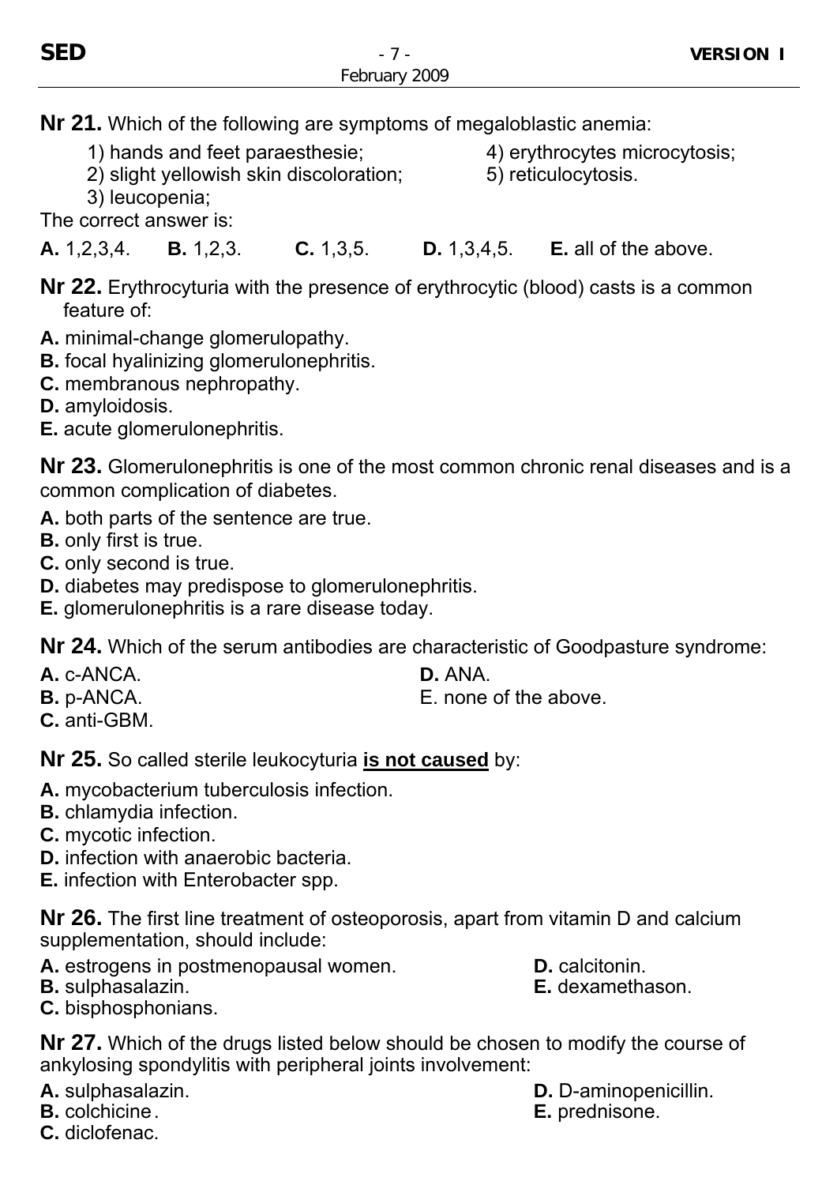**Nr 21.** Which of the following are symptoms of megaloblastic anemia:

1) hands and feet paraesthesie;
2) slight yellowish skin discoloration;
3) leucopenia;
4) erythrocytes microcytosis;
5) reticulocytosis.

The correct answer is:

**A.** 1,2,3,4. **B.** 1,2,3. **C.** 1,3,5. **D.** 1,3,4,5. **E.** all of the above.

**Nr 22.** Erythrocyturia with the presence of erythrocytic (blood) casts is a common feature of:

**A.** minimal-change glomerulopathy.
**B.** focal hyalinizing glomerulonephritis.
**C.** membranous nephropathy.
**D.** amyloidosis.
**E.** acute glomerulonephritis.

**Nr 23.** Glomerulonephritis is one of the most common chronic renal diseases and is a common complication of diabetes.

**A.** both parts of the sentence are true.
**B.** only first is true.
**C.** only second is true.
**D.** diabetes may predispose to glomerulonephritis.
**E.** glomerulonephritis is a rare disease today.

**Nr 24.** Which of the serum antibodies are characteristic of Goodpasture syndrome:

**A.** c-ANCA.
**B.** p-ANCA.
**C.** anti-GBM.
**D.** ANA.
E. none of the above.

**Nr 25.** So called sterile leukocyturia **<u>is not caused</u>** by:

**A.** mycobacterium tuberculosis infection.
**B.** chlamydia infection.
**C.** mycotic infection.
**D.** infection with anaerobic bacteria.
**E.** infection with Enterobacter spp.

**Nr 26.** The first line treatment of osteoporosis, apart from vitamin D and calcium supplementation, should include:

**A.** estrogens in postmenopausal women.
**B.** sulphasalazin.
**C.** bisphosphonians.
**D.** calcitonin.
**E.** dexamethason.

**Nr 27.** Which of the drugs listed below should be chosen to modify the course of ankylosing spondylitis with peripheral joints involvement:

**A.** sulphasalazin.
**B.** colchicine.
**C.** diclofenac.
**D.** D-aminopenicillin.
**E.** prednisone.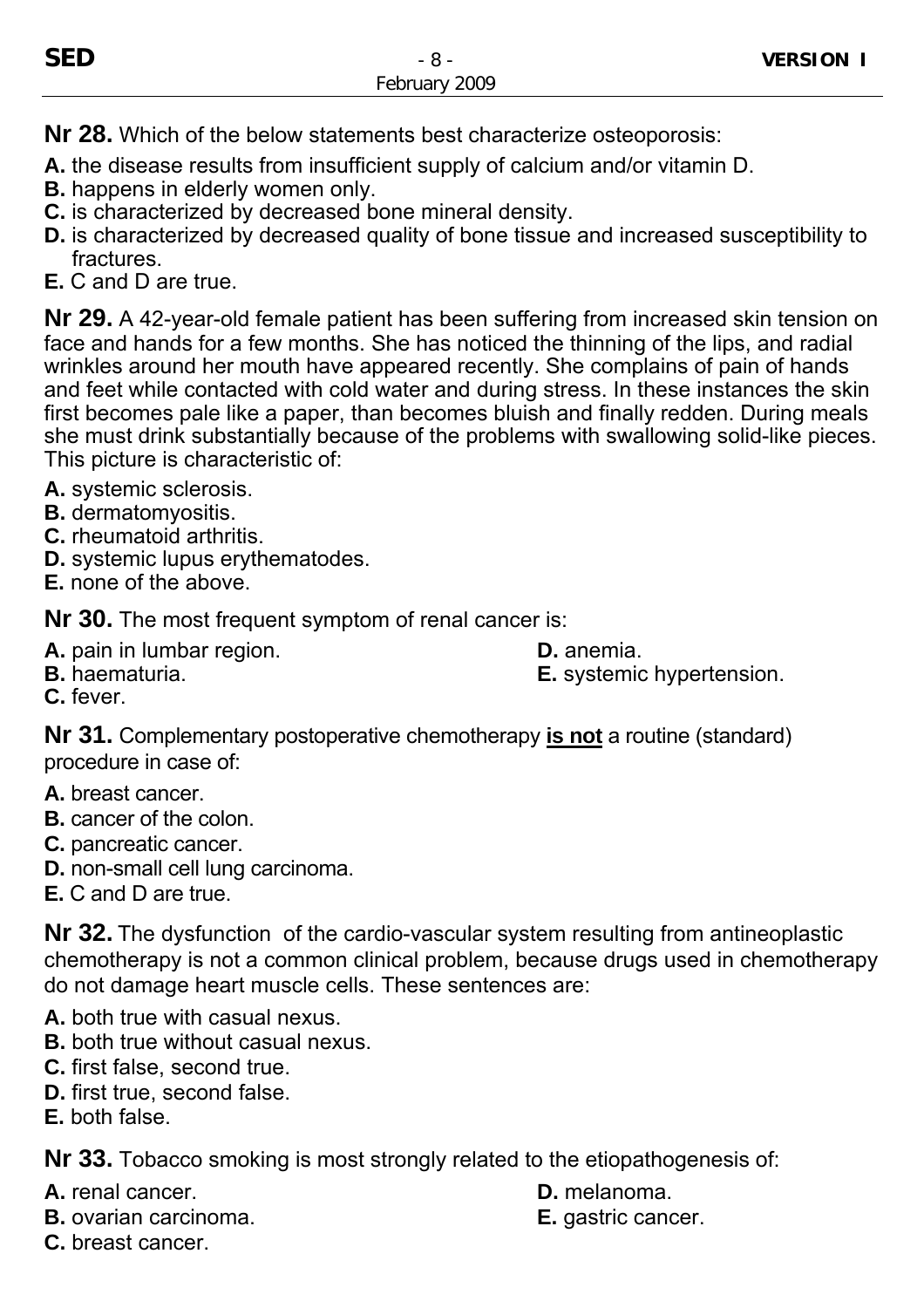**Nr 28.** Which of the below statements best characterize osteoporosis:

**A.** the disease results from insufficient supply of calcium and/or vitamin D.
**B.** happens in elderly women only.
**C.** is characterized by decreased bone mineral density.
**D.** is characterized by decreased quality of bone tissue and increased susceptibility to fractures.
**E.** C and D are true.

**Nr 29.** A 42-year-old female patient has been suffering from increased skin tension on face and hands for a few months. She has noticed the thinning of the lips, and radial wrinkles around her mouth have appeared recently. She complains of pain of hands and feet while contacted with cold water and during stress. In these instances the skin first becomes pale like a paper, than becomes bluish and finally redden. During meals she must drink substantially because of the problems with swallowing solid-like pieces. This picture is characteristic of:

**A.** systemic sclerosis.
**B.** dermatomyositis.
**C.** rheumatoid arthritis.
**D.** systemic lupus erythematodes.
**E.** none of the above.

**Nr 30.** The most frequent symptom of renal cancer is:

**A.** pain in lumbar region.
**B.** haematuria.
**C.** fever.
**D.** anemia.
**E.** systemic hypertension.

**Nr 31.** Complementary postoperative chemotherapy **is not** a routine (standard) procedure in case of:

**A.** breast cancer.
**B.** cancer of the colon.
**C.** pancreatic cancer.
**D.** non-small cell lung carcinoma.
**E.** C and D are true.

**Nr 32.** The dysfunction of the cardio-vascular system resulting from antineoplastic chemotherapy is not a common clinical problem, because drugs used in chemotherapy do not damage heart muscle cells. These sentences are:

**A.** both true with casual nexus.
**B.** both true without casual nexus.
**C.** first false, second true.
**D.** first true, second false.
**E.** both false.

**Nr 33.** Tobacco smoking is most strongly related to the etiopathogenesis of:

**A.** renal cancer.
**B.** ovarian carcinoma.
**C.** breast cancer.
**D.** melanoma.
**E.** gastric cancer.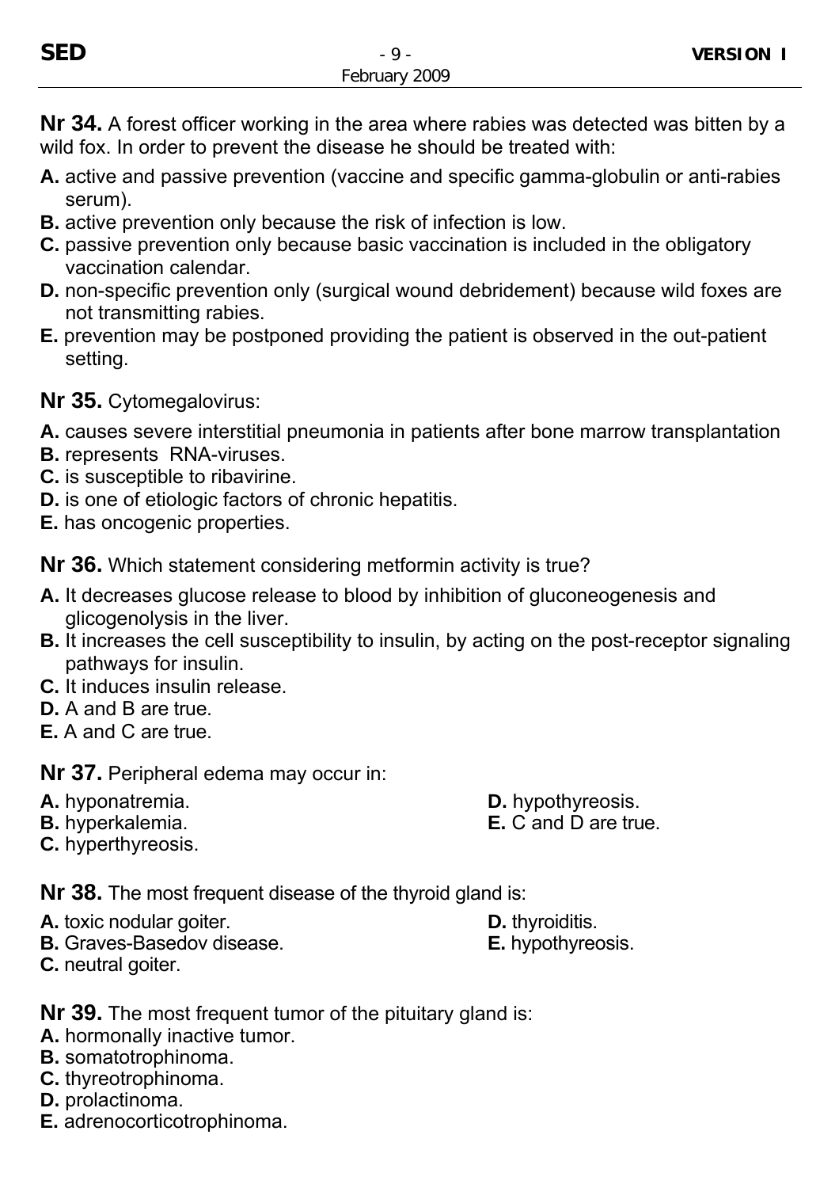**Nr 34.** A forest officer working in the area where rabies was detected was bitten by a wild fox. In order to prevent the disease he should be treated with:

**A.** active and passive prevention (vaccine and specific gamma-globulin or anti-rabies serum).
**B.** active prevention only because the risk of infection is low.
**C.** passive prevention only because basic vaccination is included in the obligatory vaccination calendar.
**D.** non-specific prevention only (surgical wound debridement) because wild foxes are not transmitting rabies.
**E.** prevention may be postponed providing the patient is observed in the out-patient setting.

**Nr 35.** Cytomegalovirus:

**A.** causes severe interstitial pneumonia in patients after bone marrow transplantation
**B.** represents RNA-viruses.
**C.** is susceptible to ribavirine.
**D.** is one of etiologic factors of chronic hepatitis.
**E.** has oncogenic properties.

**Nr 36.** Which statement considering metformin activity is true?

**A.** It decreases glucose release to blood by inhibition of gluconeogenesis and glicogenolysis in the liver.
**B.** It increases the cell susceptibility to insulin, by acting on the post-receptor signaling pathways for insulin.
**C.** It induces insulin release.
**D.** A and B are true.
**E.** A and C are true.

**Nr 37.** Peripheral edema may occur in:

**A.** hyponatremia.
**B.** hyperkalemia.
**C.** hyperthyreosis.
**D.** hypothyreosis.
**E.** C and D are true.

**Nr 38.** The most frequent disease of the thyroid gland is:

**A.** toxic nodular goiter.
**B.** Graves-Basedov disease.
**C.** neutral goiter.
**D.** thyroiditis.
**E.** hypothyreosis.

**Nr 39.** The most frequent tumor of the pituitary gland is:

**A.** hormonally inactive tumor.
**B.** somatotrophinoma.
**C.** thyreotrophinoma.
**D.** prolactinoma.
**E.** adrenocorticotrophinoma.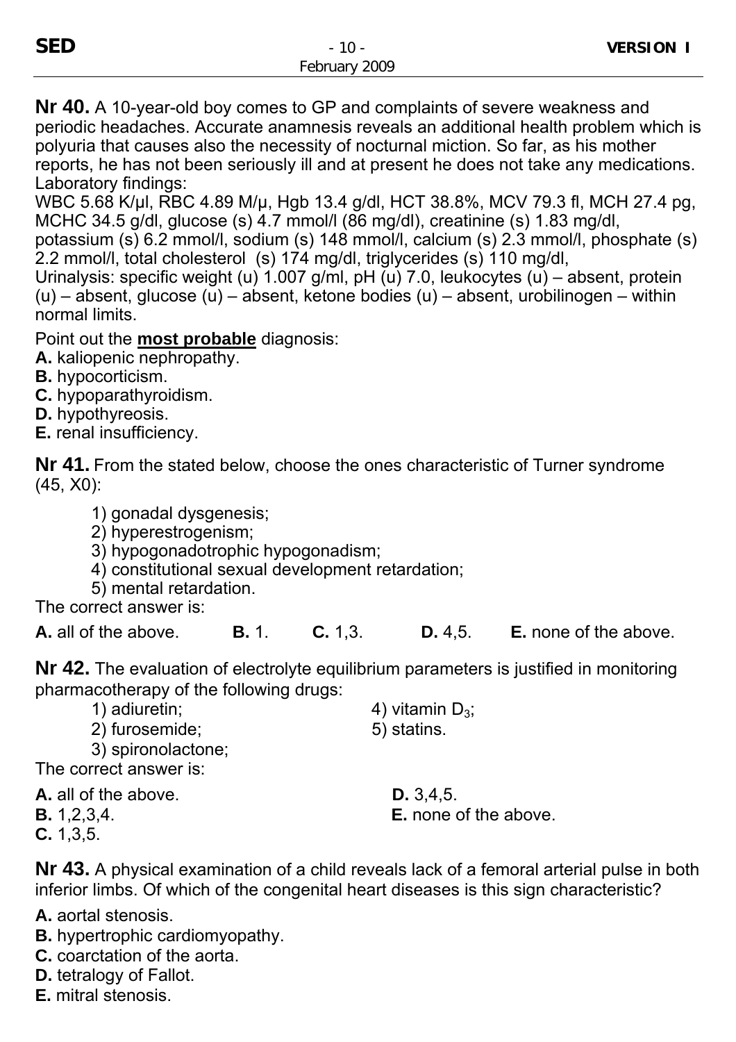**Nr 40.** A 10-year-old boy comes to GP and complaints of severe weakness and periodic headaches. Accurate anamnesis reveals an additional health problem which is polyuria that causes also the necessity of nocturnal miction. So far, as his mother reports, he has not been seriously ill and at present he does not take any medications. Laboratory findings:

WBC 5.68 K/µl, RBC 4.89 M/µ, Hgb 13.4 g/dl, HCT 38.8%, MCV 79.3 fl, MCH 27.4 pg, MCHC 34.5 g/dl, glucose (s) 4.7 mmol/l (86 mg/dl), creatinine (s) 1.83 mg/dl, potassium (s) 6.2 mmol/l, sodium (s) 148 mmol/l, calcium (s) 2.3 mmol/l, phosphate (s) 2.2 mmol/l, total cholesterol (s) 174 mg/dl, triglycerides (s) 110 mg/dl,
Urinalysis: specific weight (u) 1.007 g/ml, pH (u) 7.0, leukocytes (u) – absent, protein (u) – absent, glucose (u) – absent, ketone bodies (u) – absent, urobilinogen – within normal limits.

Point out the **most probable** diagnosis:

**A.** kaliopenic nephropathy.
**B.** hypocorticism.
**C.** hypoparathyroidism.
**D.** hypothyreosis.
**E.** renal insufficiency.

**Nr 41.** From the stated below, choose the ones characteristic of Turner syndrome (45, X0):

1) gonadal dysgenesis;
2) hyperestrogenism;
3) hypogonadotrophic hypogonadism;
4) constitutional sexual development retardation;
5) mental retardation.

The correct answer is:

**A.** all of the above. **B.** 1. **C.** 1,3. **D.** 4,5. **E.** none of the above.

**Nr 42.** The evaluation of electrolyte equilibrium parameters is justified in monitoring pharmacotherapy of the following drugs:

1) adiuretin;
2) furosemide;
3) spironolactone;
4) vitamin $D_3$;
5) statins.

The correct answer is:

**A.** all of the above.
**B.** 1,2,3,4.
**C.** 1,3,5.
**D.** 3,4,5.
**E.** none of the above.

**Nr 43.** A physical examination of a child reveals lack of a femoral arterial pulse in both inferior limbs. Of which of the congenital heart diseases is this sign characteristic?

**A.** aortal stenosis.
**B.** hypertrophic cardiomyopathy.
**C.** coarctation of the aorta.
**D.** tetralogy of Fallot.
**E.** mitral stenosis.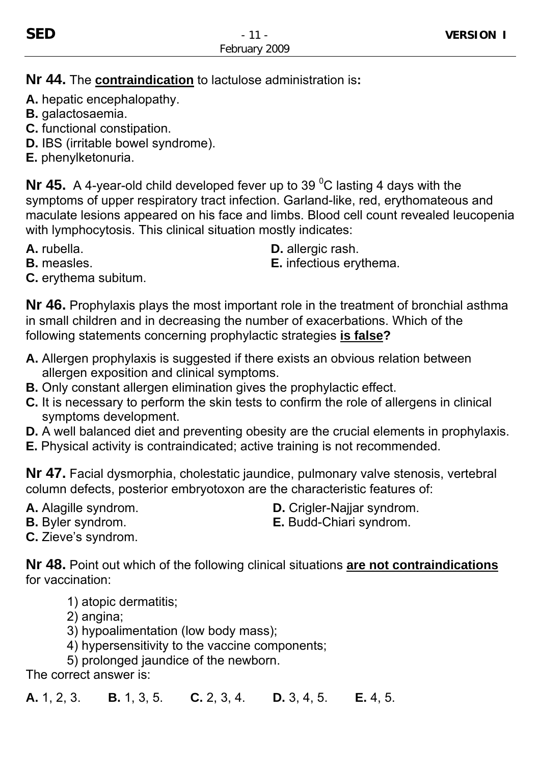**Nr 44.** The **contraindication** to lactulose administration is**:**

**A.** hepatic encephalopathy.
**B.** galactosaemia.
**C.** functional constipation.
**D.** IBS (irritable bowel syndrome).
**E.** phenylketonuria.

**Nr 45.** A 4-year-old child developed fever up to 39 $^{0}$C lasting 4 days with the symptoms of upper respiratory tract infection. Garland-like, red, erythomateous and maculate lesions appeared on his face and limbs. Blood cell count revealed leucopenia with lymphocytosis. This clinical situation mostly indicates:

**A.** rubella.
**B.** measles.
**C.** erythema subitum.
**D.** allergic rash.
**E.** infectious erythema.

**Nr 46.** Prophylaxis plays the most important role in the treatment of bronchial asthma in small children and in decreasing the number of exacerbations. Which of the following statements concerning prophylactic strategies **is false?**

**A.** Allergen prophylaxis is suggested if there exists an obvious relation between allergen exposition and clinical symptoms.
**B.** Only constant allergen elimination gives the prophylactic effect.
**C.** It is necessary to perform the skin tests to confirm the role of allergens in clinical symptoms development.
**D.** A well balanced diet and preventing obesity are the crucial elements in prophylaxis.
**E.** Physical activity is contraindicated; active training is not recommended.

**Nr 47.** Facial dysmorphia, cholestatic jaundice, pulmonary valve stenosis, vertebral column defects, posterior embryotoxon are the characteristic features of:

**A.** Alagille syndrom.
**B.** Byler syndrom.
**C.** Zieve's syndrom.
**D.** Crigler-Najjar syndrom.
**E.** Budd-Chiari syndrom.

**Nr 48.** Point out which of the following clinical situations **are not contraindications** for vaccination:

1) atopic dermatitis;
2) angina;
3) hypoalimentation (low body mass);
4) hypersensitivity to the vaccine components;
5) prolonged jaundice of the newborn.

The correct answer is:

**A.** 1, 2, 3. **B.** 1, 3, 5. **C.** 2, 3, 4. **D.** 3, 4, 5. **E.** 4, 5.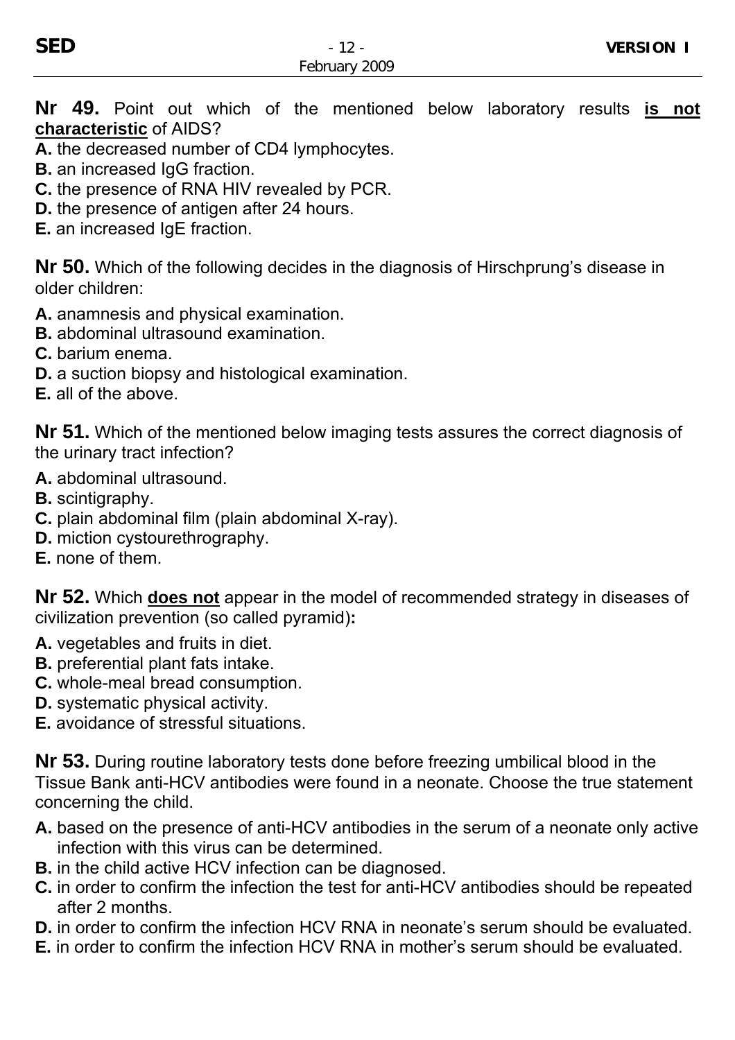**Nr 49.** Point out which of the mentioned below laboratory results **is not characteristic** of AIDS?

**A.** the decreased number of CD4 lymphocytes.
**B.** an increased IgG fraction.
**C.** the presence of RNA HIV revealed by PCR.
**D.** the presence of antigen after 24 hours.
**E.** an increased IgE fraction.

**Nr 50.** Which of the following decides in the diagnosis of Hirschprung's disease in older children:

**A.** anamnesis and physical examination.
**B.** abdominal ultrasound examination.
**C.** barium enema.
**D.** a suction biopsy and histological examination.
**E.** all of the above.

**Nr 51.** Which of the mentioned below imaging tests assures the correct diagnosis of the urinary tract infection?

**A.** abdominal ultrasound.
**B.** scintigraphy.
**C.** plain abdominal film (plain abdominal X-ray).
**D.** miction cystourethrography.
**E.** none of them.

**Nr 52.** Which **does not** appear in the model of recommended strategy in diseases of civilization prevention (so called pyramid)**:**

**A.** vegetables and fruits in diet.
**B.** preferential plant fats intake.
**C.** whole-meal bread consumption.
**D.** systematic physical activity.
**E.** avoidance of stressful situations.

**Nr 53.** During routine laboratory tests done before freezing umbilical blood in the Tissue Bank anti-HCV antibodies were found in a neonate. Choose the true statement concerning the child.

**A.** based on the presence of anti-HCV antibodies in the serum of a neonate only active infection with this virus can be determined.
**B.** in the child active HCV infection can be diagnosed.
**C.** in order to confirm the infection the test for anti-HCV antibodies should be repeated after 2 months.
**D.** in order to confirm the infection HCV RNA in neonate's serum should be evaluated.
**E.** in order to confirm the infection HCV RNA in mother's serum should be evaluated.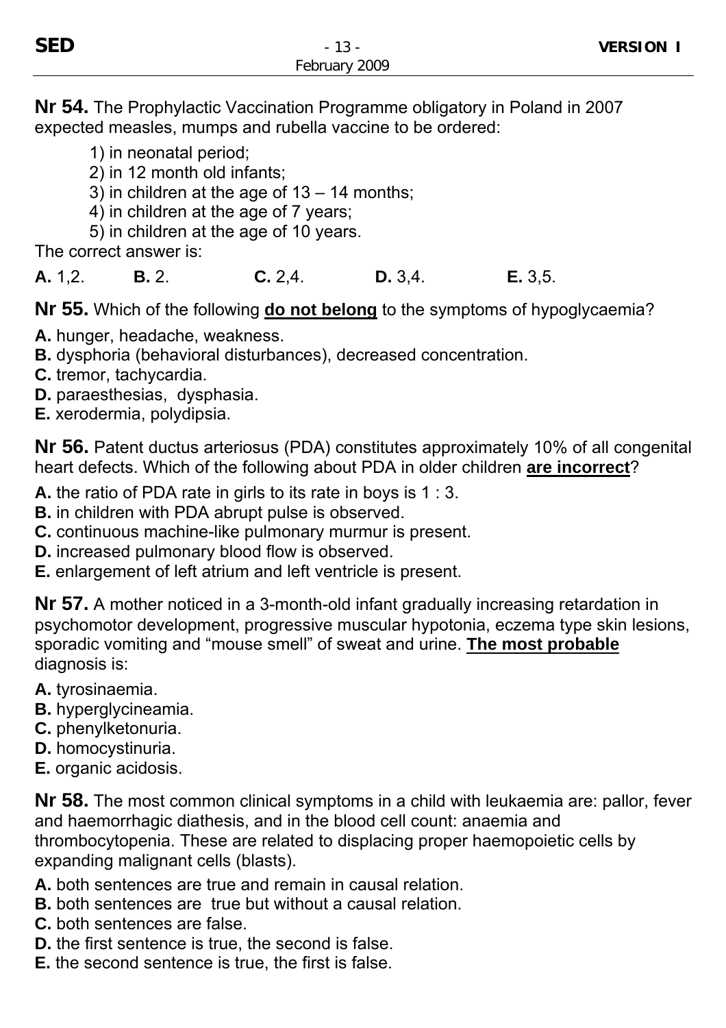**Nr 54.** The Prophylactic Vaccination Programme obligatory in Poland in 2007 expected measles, mumps and rubella vaccine to be ordered:

1) in neonatal period;
2) in 12 month old infants;
3) in children at the age of 13 – 14 months;
4) in children at the age of 7 years;
5) in children at the age of 10 years.

The correct answer is:

**A.** 1,2. **B.** 2. **C.** 2,4. **D.** 3,4. **E.** 3,5.

**Nr 55.** Which of the following **do not belong** to the symptoms of hypoglycaemia?

**A.** hunger, headache, weakness.
**B.** dysphoria (behavioral disturbances), decreased concentration.
**C.** tremor, tachycardia.
**D.** paraesthesias, dysphasia.
**E.** xerodermia, polydipsia.

**Nr 56.** Patent ductus arteriosus (PDA) constitutes approximately 10% of all congenital heart defects. Which of the following about PDA in older children **are incorrect**?

**A.** the ratio of PDA rate in girls to its rate in boys is 1 : 3.
**B.** in children with PDA abrupt pulse is observed.
**C.** continuous machine-like pulmonary murmur is present.
**D.** increased pulmonary blood flow is observed.
**E.** enlargement of left atrium and left ventricle is present.

**Nr 57.** A mother noticed in a 3-month-old infant gradually increasing retardation in psychomotor development, progressive muscular hypotonia, eczema type skin lesions, sporadic vomiting and "mouse smell" of sweat and urine. **The most probable** diagnosis is:

**A.** tyrosinaemia.
**B.** hyperglycineamia.
**C.** phenylketonuria.
**D.** homocystinuria.
**E.** organic acidosis.

**Nr 58.** The most common clinical symptoms in a child with leukaemia are: pallor, fever and haemorrhagic diathesis, and in the blood cell count: anaemia and thrombocytopenia. These are related to displacing proper haemopoietic cells by expanding malignant cells (blasts).

**A.** both sentences are true and remain in causal relation.
**B.** both sentences are true but without a causal relation.
**C.** both sentences are false.
**D.** the first sentence is true, the second is false.
**E.** the second sentence is true, the first is false.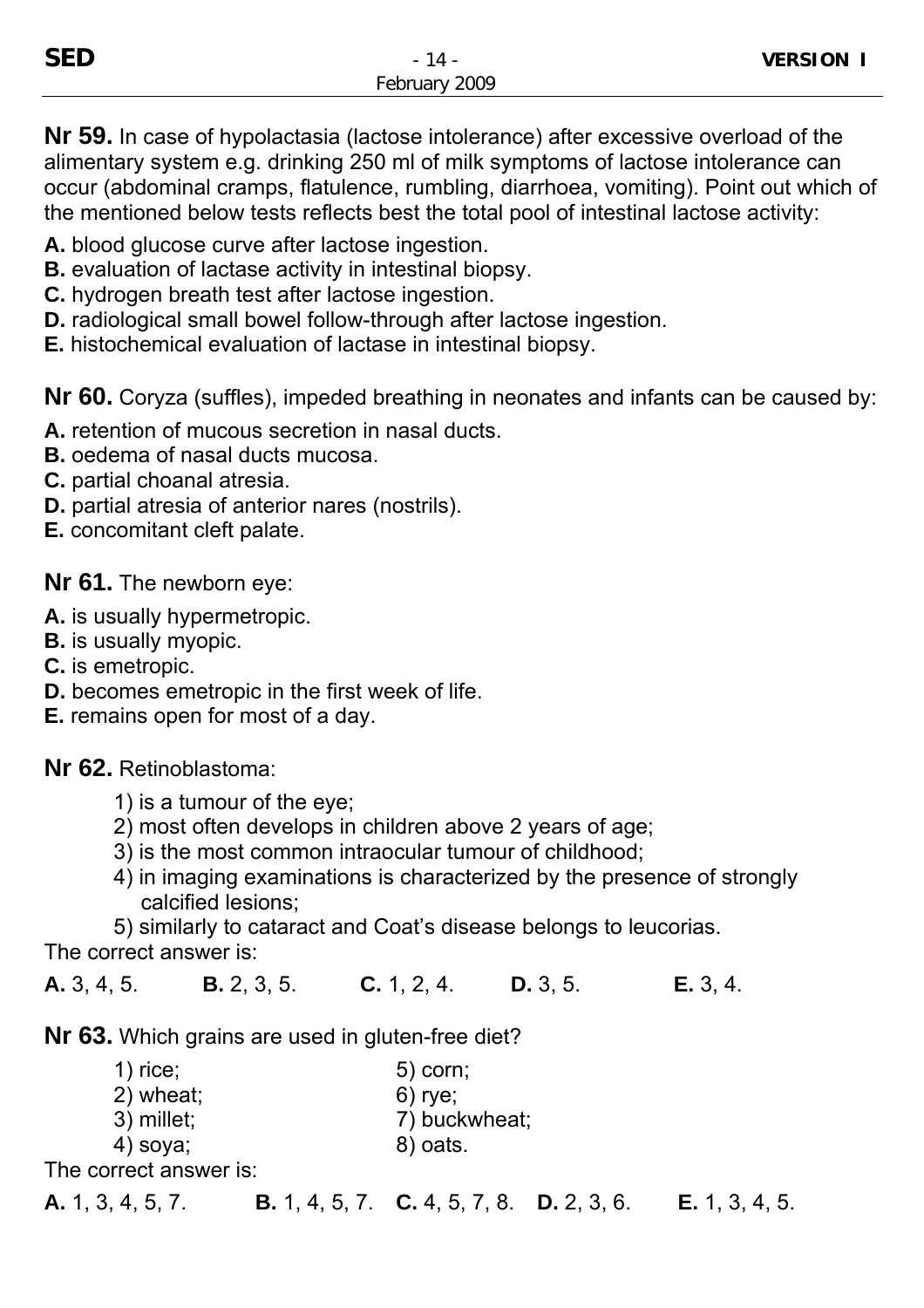**Nr 59.** In case of hypolactasia (lactose intolerance) after excessive overload of the alimentary system e.g. drinking 250 ml of milk symptoms of lactose intolerance can occur (abdominal cramps, flatulence, rumbling, diarrhoea, vomiting). Point out which of the mentioned below tests reflects best the total pool of intestinal lactose activity:

**A.** blood glucose curve after lactose ingestion.
**B.** evaluation of lactase activity in intestinal biopsy.
**C.** hydrogen breath test after lactose ingestion.
**D.** radiological small bowel follow-through after lactose ingestion.
**E.** histochemical evaluation of lactase in intestinal biopsy.

**Nr 60.** Coryza (suffles), impeded breathing in neonates and infants can be caused by:

**A.** retention of mucous secretion in nasal ducts.
**B.** oedema of nasal ducts mucosa.
**C.** partial choanal atresia.
**D.** partial atresia of anterior nares (nostrils).
**E.** concomitant cleft palate.

**Nr 61.** The newborn eye:

**A.** is usually hypermetropic.
**B.** is usually myopic.
**C.** is emetropic.
**D.** becomes emetropic in the first week of life.
**E.** remains open for most of a day.

**Nr 62.** Retinoblastoma:

1) is a tumour of the eye;
2) most often develops in children above 2 years of age;
3) is the most common intraocular tumour of childhood;
4) in imaging examinations is characterized by the presence of strongly calcified lesions;
5) similarly to cataract and Coat's disease belongs to leucorias.

The correct answer is:

**A.** 3, 4, 5. **B.** 2, 3, 5. **C.** 1, 2, 4. **D.** 3, 5. **E.** 3, 4.

**Nr 63.** Which grains are used in gluten-free diet?

1) rice;
2) wheat;
3) millet;
4) soya;
5) corn;
6) rye;
7) buckwheat;
8) oats.

The correct answer is:

**A.** 1, 3, 4, 5, 7. **B.** 1, 4, 5, 7. **C.** 4, 5, 7, 8. **D.** 2, 3, 6. **E.** 1, 3, 4, 5.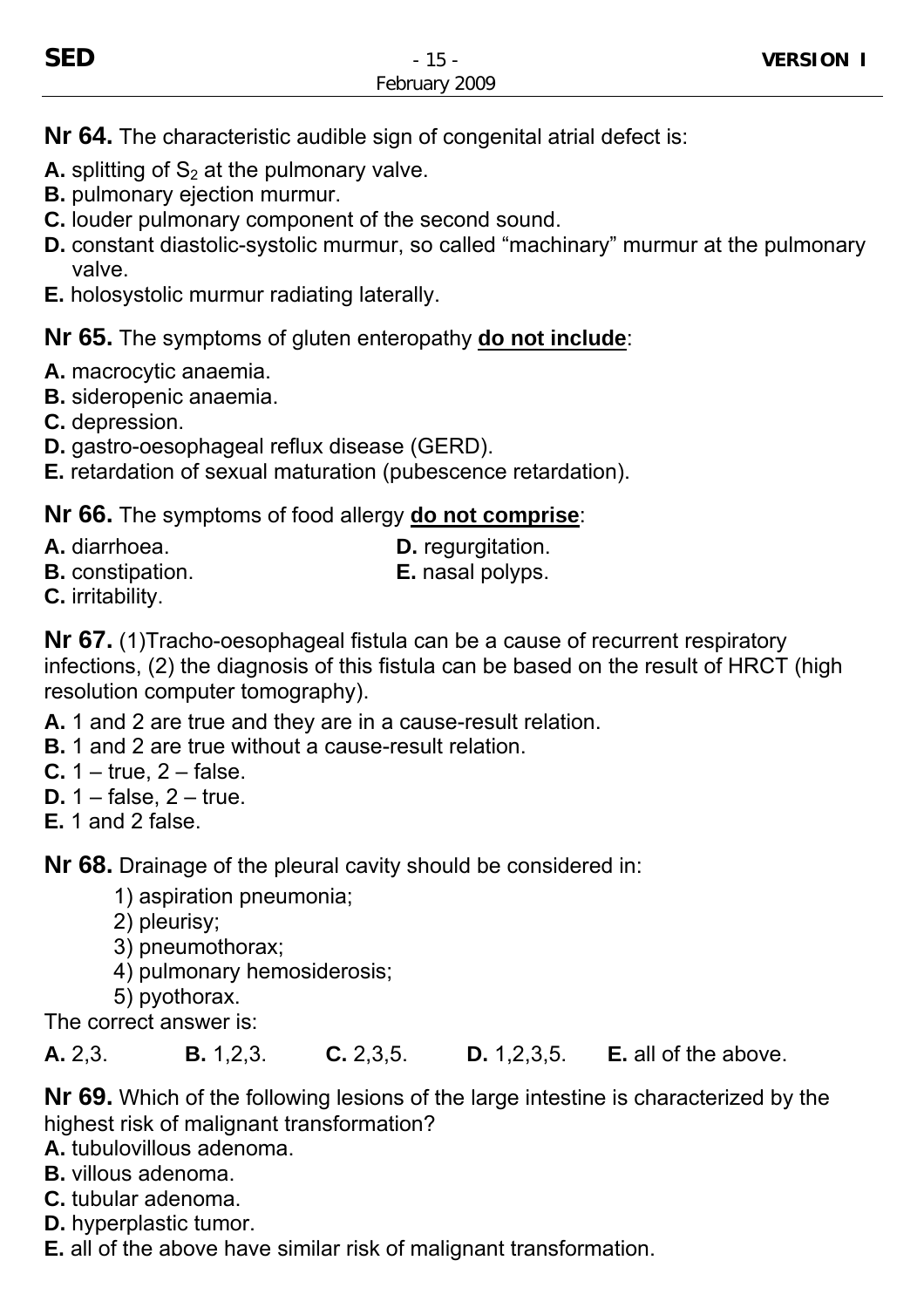**Nr 64.** The characteristic audible sign of congenital atrial defect is:

**A.** splitting of $S_2$ at the pulmonary valve.
**B.** pulmonary ejection murmur.
**C.** louder pulmonary component of the second sound.
**D.** constant diastolic-systolic murmur, so called "machinary" murmur at the pulmonary valve.
**E.** holosystolic murmur radiating laterally.

**Nr 65.** The symptoms of gluten enteropathy **do not include**:

**A.** macrocytic anaemia.
**B.** sideropenic anaemia.
**C.** depression.
**D.** gastro-oesophageal reflux disease (GERD).
**E.** retardation of sexual maturation (pubescence retardation).

**Nr 66.** The symptoms of food allergy **do not comprise**:

**A.** diarrhoea.
**B.** constipation.
**C.** irritability.
**D.** regurgitation.
**E.** nasal polyps.

**Nr 67.** (1)Tracho-oesophageal fistula can be a cause of recurrent respiratory infections, (2) the diagnosis of this fistula can be based on the result of HRCT (high resolution computer tomography).

**A.** 1 and 2 are true and they are in a cause-result relation.
**B.** 1 and 2 are true without a cause-result relation.
**C.** 1 – true, 2 – false.
**D.** 1 – false, 2 – true.
**E.** 1 and 2 false.

**Nr 68.** Drainage of the pleural cavity should be considered in:

1) aspiration pneumonia;
2) pleurisy;
3) pneumothorax;
4) pulmonary hemosiderosis;
5) pyothorax.

The correct answer is:

**A.** 2,3. **B.** 1,2,3. **C.** 2,3,5. **D.** 1,2,3,5. **E.** all of the above.

**Nr 69.** Which of the following lesions of the large intestine is characterized by the highest risk of malignant transformation?

**A.** tubulovillous adenoma.
**B.** villous adenoma.
**C.** tubular adenoma.
**D.** hyperplastic tumor.
**E.** all of the above have similar risk of malignant transformation.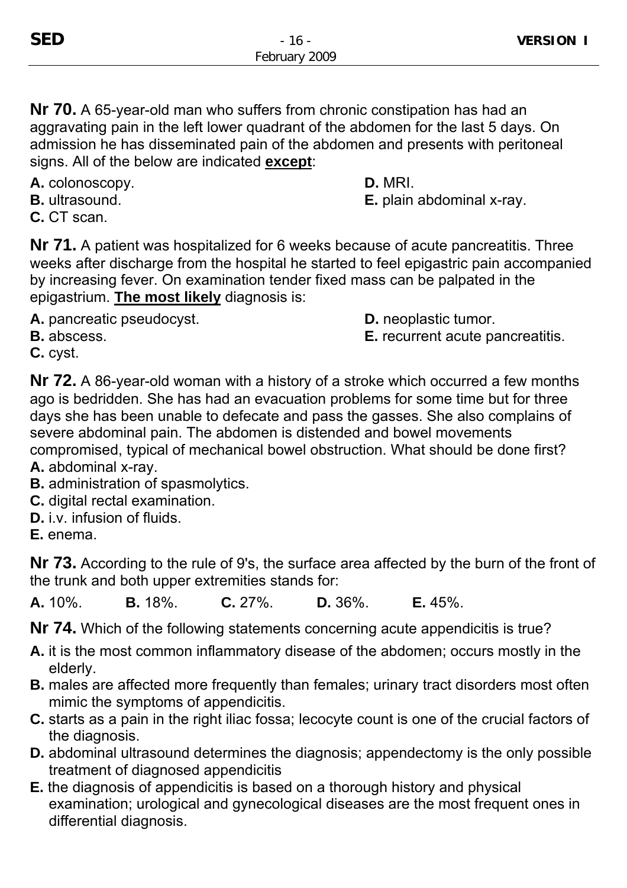**Nr 70.** A 65-year-old man who suffers from chronic constipation has had an aggravating pain in the left lower quadrant of the abdomen for the last 5 days. On admission he has disseminated pain of the abdomen and presents with peritoneal signs. All of the below are indicated **except**:

**A.** colonoscopy.
**B.** ultrasound.
**C.** CT scan.
**D.** MRI.
**E.** plain abdominal x-ray.

**Nr 71.** A patient was hospitalized for 6 weeks because of acute pancreatitis. Three weeks after discharge from the hospital he started to feel epigastric pain accompanied by increasing fever. On examination tender fixed mass can be palpated in the epigastrium. **The most likely** diagnosis is:

**A.** pancreatic pseudocyst.
**B.** abscess.
**C.** cyst.
**D.** neoplastic tumor.
**E.** recurrent acute pancreatitis.

**Nr 72.** A 86-year-old woman with a history of a stroke which occurred a few months ago is bedridden. She has had an evacuation problems for some time but for three days she has been unable to defecate and pass the gasses. She also complains of severe abdominal pain. The abdomen is distended and bowel movements compromised, typical of mechanical bowel obstruction. What should be done first?

**A.** abdominal x-ray.
**B.** administration of spasmolytics.
**C.** digital rectal examination.
**D.** i.v. infusion of fluids.
**E.** enema.

**Nr 73.** According to the rule of 9's, the surface area affected by the burn of the front of the trunk and both upper extremities stands for:

**A.** 10%. **B.** 18%. **C.** 27%. **D.** 36%. **E.** 45%.

**Nr 74.** Which of the following statements concerning acute appendicitis is true?

**A.** it is the most common inflammatory disease of the abdomen; occurs mostly in the elderly.
**B.** males are affected more frequently than females; urinary tract disorders most often mimic the symptoms of appendicitis.
**C.** starts as a pain in the right iliac fossa; lecocyte count is one of the crucial factors of the diagnosis.
**D.** abdominal ultrasound determines the diagnosis; appendectomy is the only possible treatment of diagnosed appendicitis
**E.** the diagnosis of appendicitis is based on a thorough history and physical examination; urological and gynecological diseases are the most frequent ones in differential diagnosis.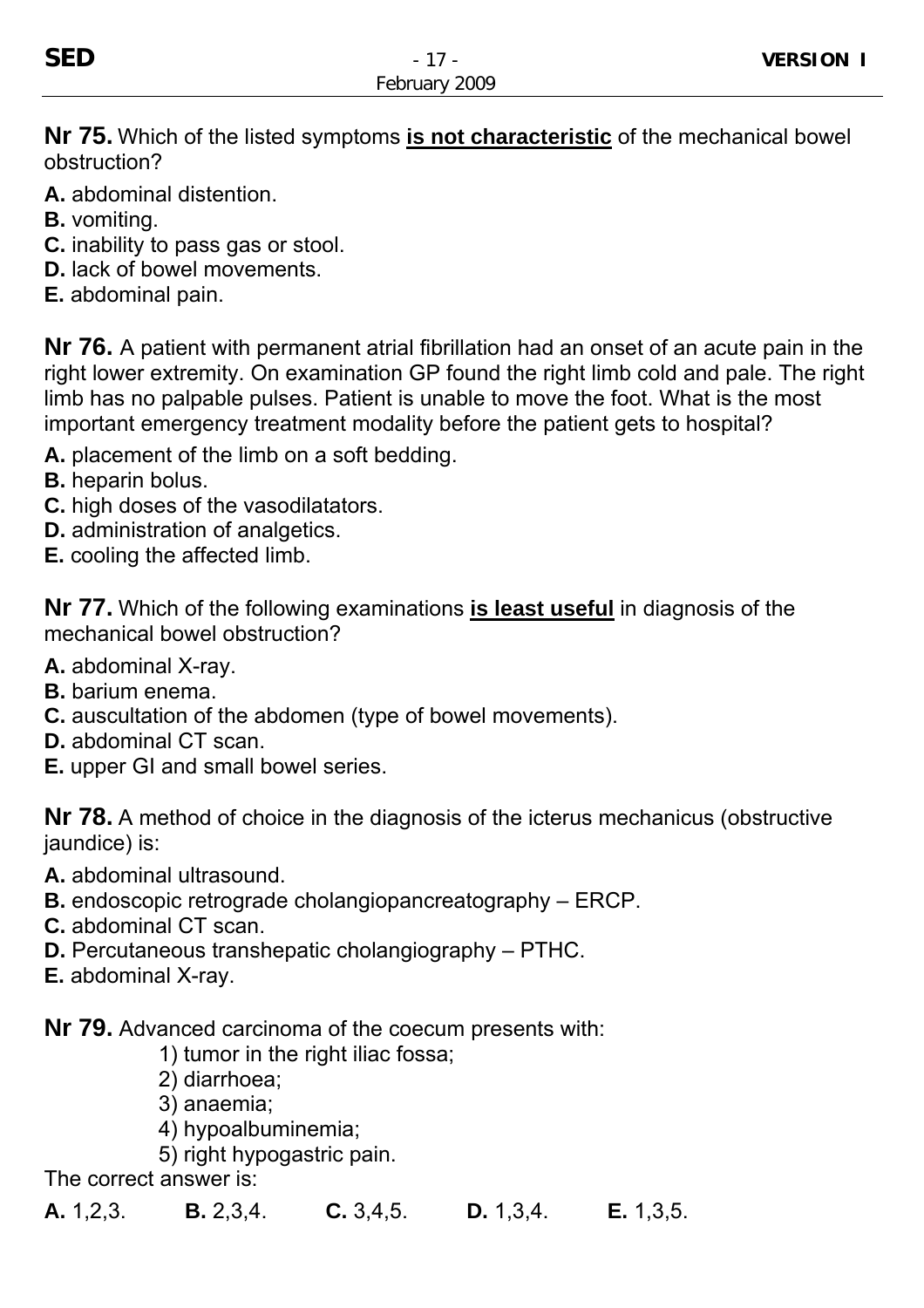**Nr 75.** Which of the listed symptoms **is not characteristic** of the mechanical bowel obstruction?

**A.** abdominal distention.
**B.** vomiting.
**C.** inability to pass gas or stool.
**D.** lack of bowel movements.
**E.** abdominal pain.

**Nr 76.** A patient with permanent atrial fibrillation had an onset of an acute pain in the right lower extremity. On examination GP found the right limb cold and pale. The right limb has no palpable pulses. Patient is unable to move the foot. What is the most important emergency treatment modality before the patient gets to hospital?

**A.** placement of the limb on a soft bedding.
**B.** heparin bolus.
**C.** high doses of the vasodilatators.
**D.** administration of analgetics.
**E.** cooling the affected limb.

**Nr 77.** Which of the following examinations **is least useful** in diagnosis of the mechanical bowel obstruction?

**A.** abdominal X-ray.
**B.** barium enema.
**C.** auscultation of the abdomen (type of bowel movements).
**D.** abdominal CT scan.
**E.** upper GI and small bowel series.

**Nr 78.** A method of choice in the diagnosis of the icterus mechanicus (obstructive jaundice) is:

**A.** abdominal ultrasound.
**B.** endoscopic retrograde cholangiopancreatography – ERCP.
**C.** abdominal CT scan.
**D.** Percutaneous transhepatic cholangiography – PTHC.
**E.** abdominal X-ray.

**Nr 79.** Advanced carcinoma of the coecum presents with:

1) tumor in the right iliac fossa;
2) diarrhoea;
3) anaemia;
4) hypoalbuminemia;
5) right hypogastric pain.

The correct answer is:

**A.** 1,2,3. **B.** 2,3,4. **C.** 3,4,5. **D.** 1,3,4. **E.** 1,3,5.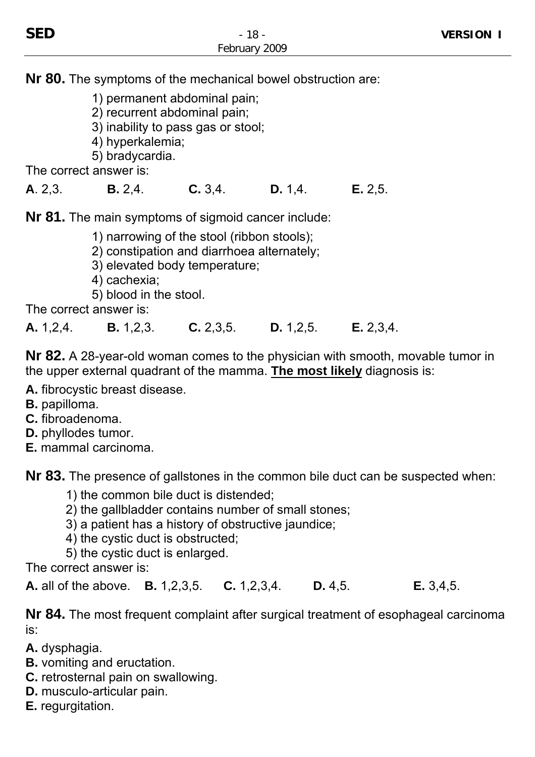**Nr 80.** The symptoms of the mechanical bowel obstruction are:

1) permanent abdominal pain;
2) recurrent abdominal pain;
3) inability to pass gas or stool;
4) hyperkalemia;
5) bradycardia.

The correct answer is:

**A**. 2,3. **B.** 2,4. **C.** 3,4. **D.** 1,4. **E.** 2,5.

**Nr 81.** The main symptoms of sigmoid cancer include:

1) narrowing of the stool (ribbon stools);
2) constipation and diarrhoea alternately;
3) elevated body temperature;
4) cachexia;
5) blood in the stool.

The correct answer is:

**A.** 1,2,4. **B.** 1,2,3. **C.** 2,3,5. **D.** 1,2,5. **E.** 2,3,4.

**Nr 82.** A 28-year-old woman comes to the physician with smooth, movable tumor in the upper external quadrant of the mamma. **The most likely** diagnosis is:

**A.** fibrocystic breast disease.
**B.** papilloma.
**C.** fibroadenoma.
**D.** phyllodes tumor.
**E.** mammal carcinoma.

**Nr 83.** The presence of gallstones in the common bile duct can be suspected when:

1) the common bile duct is distended;
2) the gallbladder contains number of small stones;
3) a patient has a history of obstructive jaundice;
4) the cystic duct is obstructed;
5) the cystic duct is enlarged.

The correct answer is:

**A.** all of the above. **B.** 1,2,3,5. **C.** 1,2,3,4. **D.** 4,5. **E.** 3,4,5.

**Nr 84.** The most frequent complaint after surgical treatment of esophageal carcinoma is:

**A.** dysphagia.
**B.** vomiting and eructation.
**C.** retrosternal pain on swallowing.
**D.** musculo-articular pain.
**E.** regurgitation.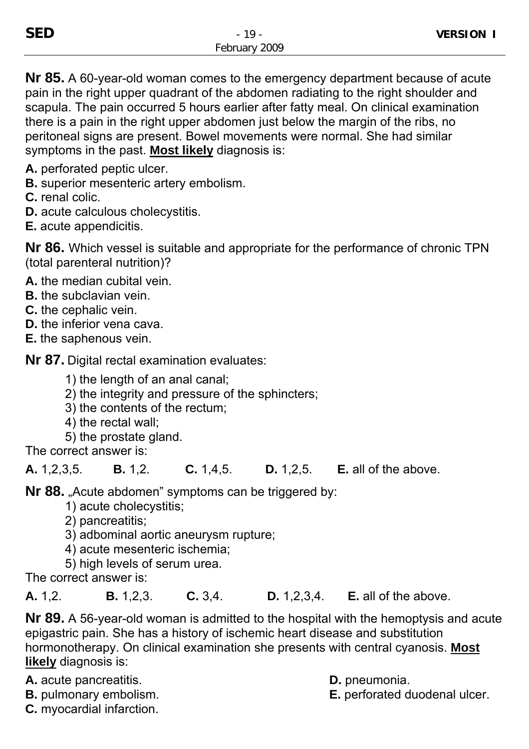**Nr 85.** A 60-year-old woman comes to the emergency department because of acute pain in the right upper quadrant of the abdomen radiating to the right shoulder and scapula. The pain occurred 5 hours earlier after fatty meal. On clinical examination there is a pain in the right upper abdomen just below the margin of the ribs, no peritoneal signs are present. Bowel movements were normal. She had similar symptoms in the past. **Most likely** diagnosis is:

**A.** perforated peptic ulcer.
**B.** superior mesenteric artery embolism.
**C.** renal colic.
**D.** acute calculous cholecystitis.
**E.** acute appendicitis.

**Nr 86.** Which vessel is suitable and appropriate for the performance of chronic TPN (total parenteral nutrition)?

**A.** the median cubital vein.
**B.** the subclavian vein.
**C.** the cephalic vein.
**D.** the inferior vena cava.
**E.** the saphenous vein.

**Nr 87.** Digital rectal examination evaluates:

1) the length of an anal canal;
2) the integrity and pressure of the sphincters;
3) the contents of the rectum;
4) the rectal wall;
5) the prostate gland.

The correct answer is:

**A.** 1,2,3,5. **B.** 1,2. **C.** 1,4,5. **D.** 1,2,5. **E.** all of the above.

**Nr 88.** „Acute abdomen" symptoms can be triggered by:

1) acute cholecystitis;
2) pancreatitis;
3) adbominal aortic aneurysm rupture;
4) acute mesenteric ischemia;
5) high levels of serum urea.

The correct answer is:

**A.** 1,2. **B.** 1,2,3. **C.** 3,4. **D.** 1,2,3,4. **E.** all of the above.

**Nr 89.** A 56-year-old woman is admitted to the hospital with the hemoptysis and acute epigastric pain. She has a history of ischemic heart disease and substitution hormonotherapy. On clinical examination she presents with central cyanosis. **Most likely** diagnosis is:

**A.** acute pancreatitis.
**B.** pulmonary embolism.
**C.** myocardial infarction.
**D.** pneumonia.
**E.** perforated duodenal ulcer.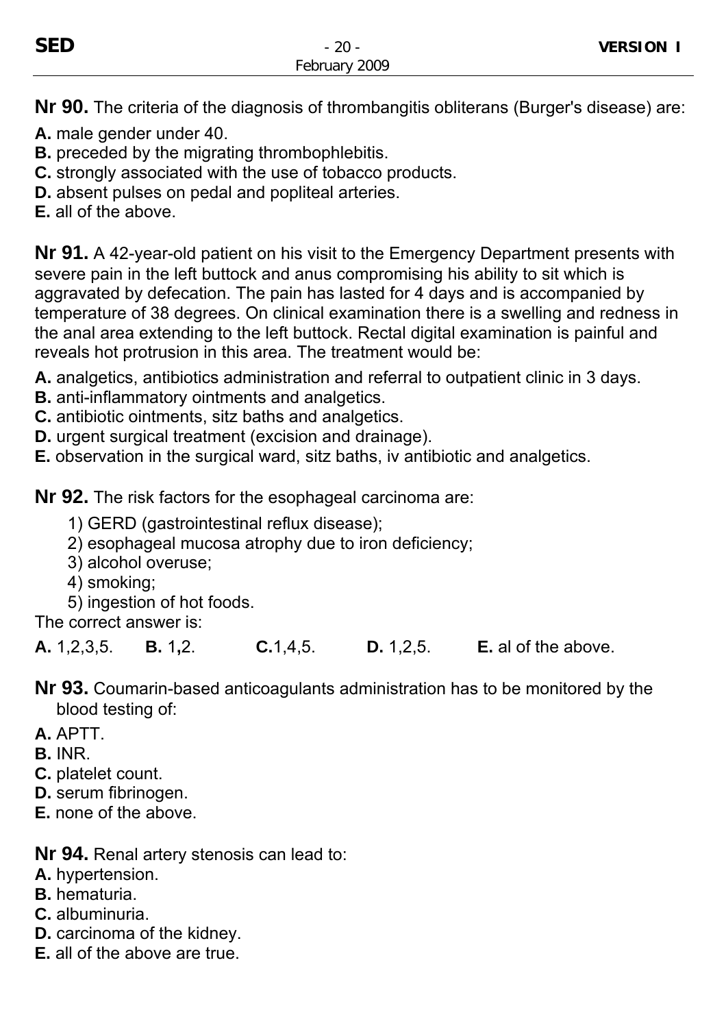**Nr 90.** The criteria of the diagnosis of thrombangitis obliterans (Burger's disease) are:

**A.** male gender under 40.
**B.** preceded by the migrating thrombophlebitis.
**C.** strongly associated with the use of tobacco products.
**D.** absent pulses on pedal and popliteal arteries.
**E.** all of the above.

**Nr 91.** A 42-year-old patient on his visit to the Emergency Department presents with severe pain in the left buttock and anus compromising his ability to sit which is aggravated by defecation. The pain has lasted for 4 days and is accompanied by temperature of 38 degrees. On clinical examination there is a swelling and redness in the anal area extending to the left buttock. Rectal digital examination is painful and reveals hot protrusion in this area. The treatment would be:

**A.** analgetics, antibiotics administration and referral to outpatient clinic in 3 days.
**B.** anti-inflammatory ointments and analgetics.
**C.** antibiotic ointments, sitz baths and analgetics.
**D.** urgent surgical treatment (excision and drainage).
**E.** observation in the surgical ward, sitz baths, iv antibiotic and analgetics.

**Nr 92.** The risk factors for the esophageal carcinoma are:

1) GERD (gastrointestinal reflux disease);
2) esophageal mucosa atrophy due to iron deficiency;
3) alcohol overuse;
4) smoking;
5) ingestion of hot foods.

The correct answer is:

**A.** 1,2,3,5. **B.** 1,2. **C.**1,4,5. **D.** 1,2,5. **E.** al of the above.

**Nr 93.** Coumarin-based anticoagulants administration has to be monitored by the blood testing of:

**A.** APTT.
**B.** INR.
**C.** platelet count.
**D.** serum fibrinogen.
**E.** none of the above.

**Nr 94.** Renal artery stenosis can lead to:

**A.** hypertension.
**B.** hematuria.
**C.** albuminuria.
**D.** carcinoma of the kidney.
**E.** all of the above are true.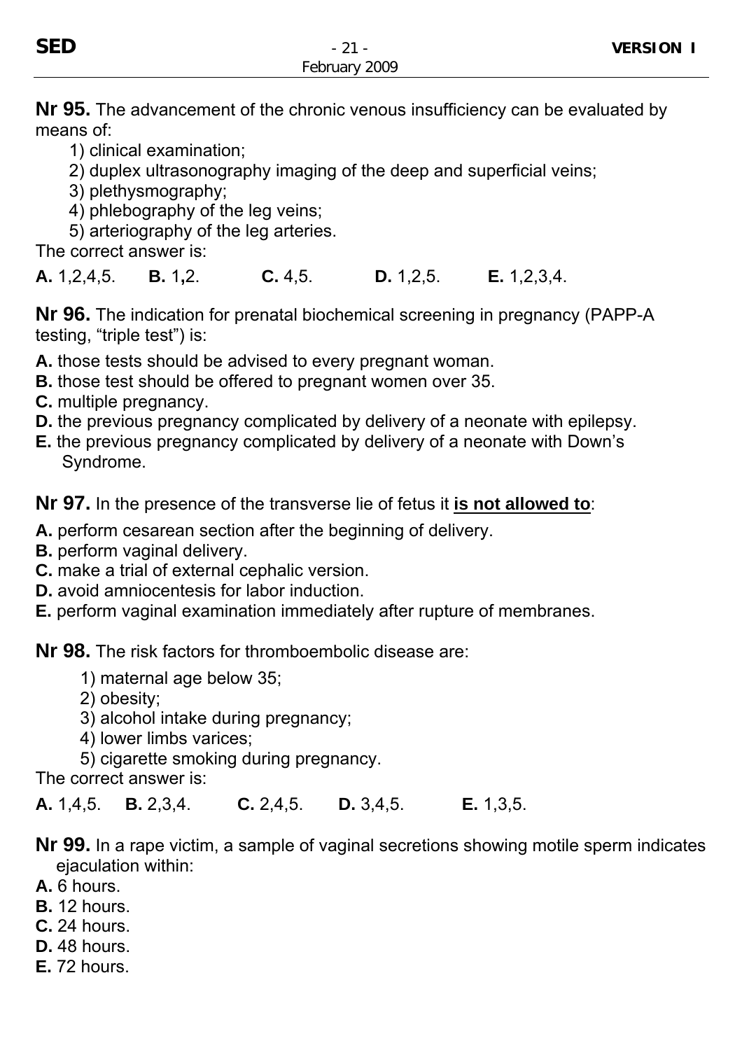**Nr 95.** The advancement of the chronic venous insufficiency can be evaluated by means of:

1) clinical examination;
2) duplex ultrasonography imaging of the deep and superficial veins;
3) plethysmography;
4) phlebography of the leg veins;
5) arteriography of the leg arteries.

The correct answer is:

**A.** 1,2,4,5. **B.** 1,2. **C.** 4,5. **D.** 1,2,5. **E.** 1,2,3,4.

**Nr 96.** The indication for prenatal biochemical screening in pregnancy (PAPP-A testing, "triple test") is:

**A.** those tests should be advised to every pregnant woman.
**B.** those test should be offered to pregnant women over 35.
**C.** multiple pregnancy.
**D.** the previous pregnancy complicated by delivery of a neonate with epilepsy.
**E.** the previous pregnancy complicated by delivery of a neonate with Down's Syndrome.

**Nr 97.** In the presence of the transverse lie of fetus it **is not allowed to**:

**A.** perform cesarean section after the beginning of delivery.
**B.** perform vaginal delivery.
**C.** make a trial of external cephalic version.
**D.** avoid amniocentesis for labor induction.
**E.** perform vaginal examination immediately after rupture of membranes.

**Nr 98.** The risk factors for thromboembolic disease are:

1) maternal age below 35;
2) obesity;
3) alcohol intake during pregnancy;
4) lower limbs varices;
5) cigarette smoking during pregnancy.

The correct answer is:

**A.** 1,4,5. **B.** 2,3,4. **C.** 2,4,5. **D.** 3,4,5. **E.** 1,3,5.

**Nr 99.** In a rape victim, a sample of vaginal secretions showing motile sperm indicates ejaculation within:

**A.** 6 hours.
**B.** 12 hours.
**C.** 24 hours.
**D.** 48 hours.
**E.** 72 hours.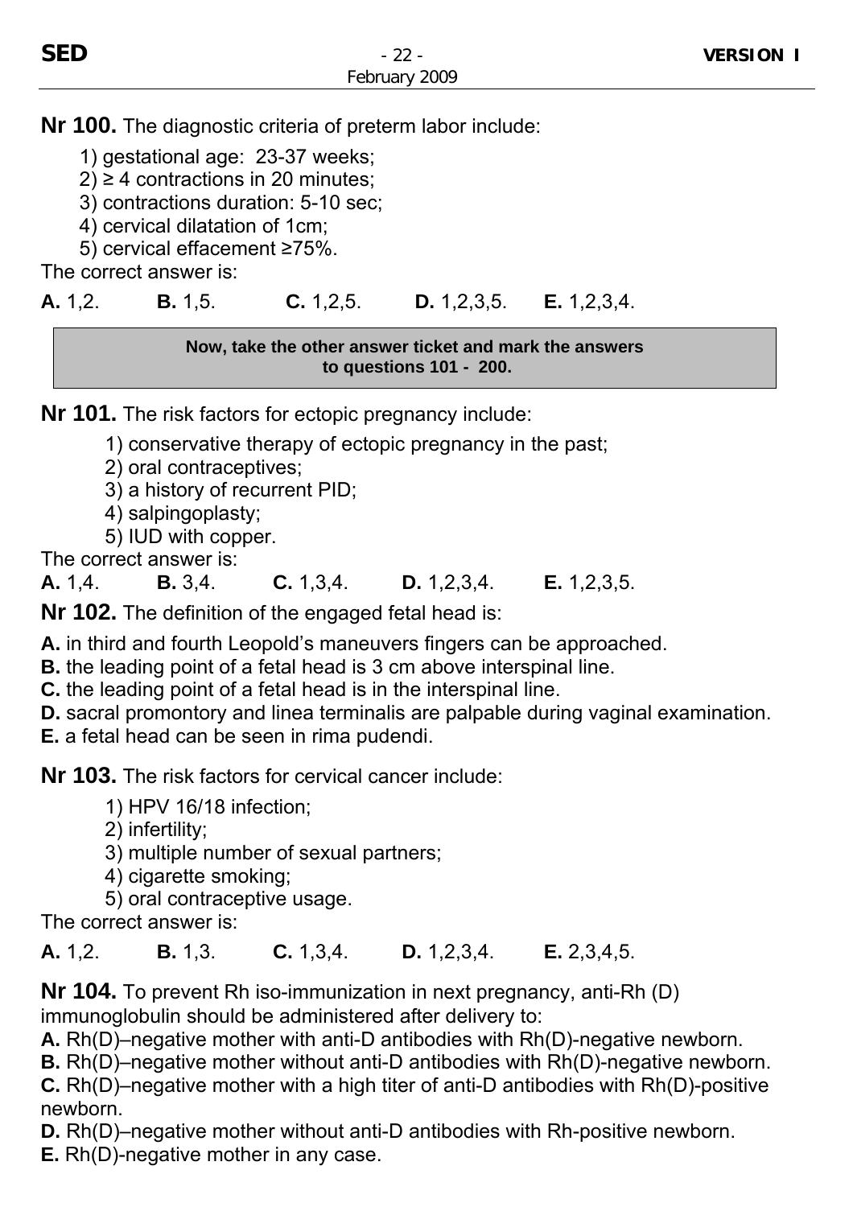**Nr 100.** The diagnostic criteria of preterm labor include:

1) gestational age: 23-37 weeks;
2) ≥ 4 contractions in 20 minutes;
3) contractions duration: 5-10 sec;
4) cervical dilatation of 1cm;
5) cervical effacement ≥75%.

The correct answer is:

**A.** 1,2. **B.** 1,5. **C.** 1,2,5. **D.** 1,2,3,5. **E.** 1,2,3,4.

**Now, take the other answer ticket and mark the answers to questions 101 - 200.**

**Nr 101.** The risk factors for ectopic pregnancy include:

1) conservative therapy of ectopic pregnancy in the past;
2) oral contraceptives;
3) a history of recurrent PID;
4) salpingoplasty;
5) IUD with copper.

The correct answer is:

**A.** 1,4. **B.** 3,4. **C.** 1,3,4. **D.** 1,2,3,4. **E.** 1,2,3,5.

**Nr 102.** The definition of the engaged fetal head is:

**A.** in third and fourth Leopold's maneuvers fingers can be approached.
**B.** the leading point of a fetal head is 3 cm above interspinal line.
**C.** the leading point of a fetal head is in the interspinal line.
**D.** sacral promontory and linea terminalis are palpable during vaginal examination.
**E.** a fetal head can be seen in rima pudendi.

**Nr 103.** The risk factors for cervical cancer include:

1) HPV 16/18 infection;
2) infertility;
3) multiple number of sexual partners;
4) cigarette smoking;
5) oral contraceptive usage.

The correct answer is:

**A.** 1,2. **B.** 1,3. **C.** 1,3,4. **D.** 1,2,3,4. **E.** 2,3,4,5.

**Nr 104.** To prevent Rh iso-immunization in next pregnancy, anti-Rh (D) immunoglobulin should be administered after delivery to:

**A.** Rh(D)–negative mother with anti-D antibodies with Rh(D)-negative newborn.
**B.** Rh(D)–negative mother without anti-D antibodies with Rh(D)-negative newborn.
**C.** Rh(D)–negative mother with a high titer of anti-D antibodies with Rh(D)-positive newborn.
**D.** Rh(D)–negative mother without anti-D antibodies with Rh-positive newborn.
**E.** Rh(D)-negative mother in any case.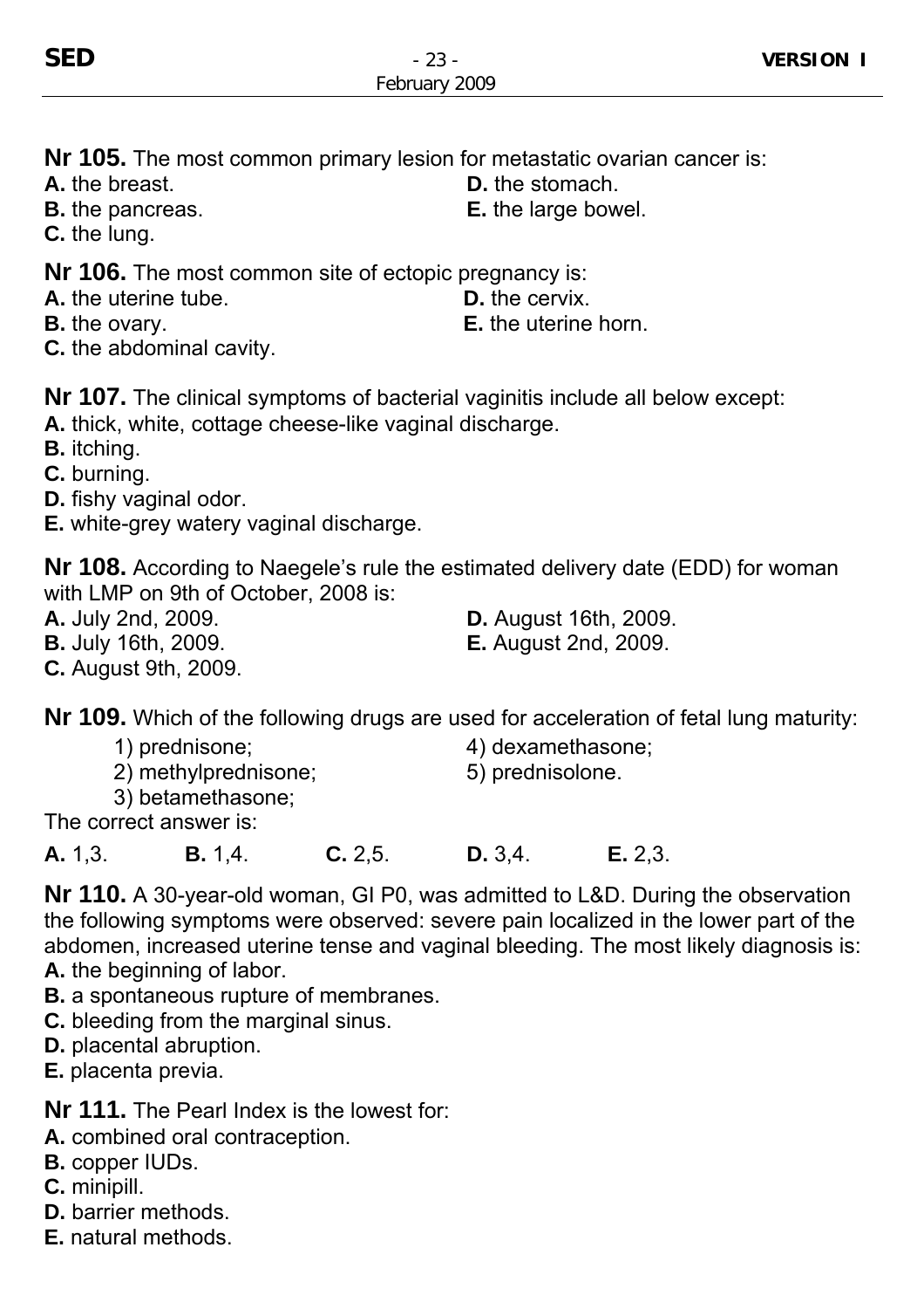**Nr 105.** The most common primary lesion for metastatic ovarian cancer is:

**A.** the breast.
**B.** the pancreas.
**C.** the lung.
**D.** the stomach.
**E.** the large bowel.

**Nr 106.** The most common site of ectopic pregnancy is:

**A.** the uterine tube.
**B.** the ovary.
**C.** the abdominal cavity.
**D.** the cervix.
**E.** the uterine horn.

**Nr 107.** The clinical symptoms of bacterial vaginitis include all below except:

**A.** thick, white, cottage cheese-like vaginal discharge.
**B.** itching.
**C.** burning.
**D.** fishy vaginal odor.
**E.** white-grey watery vaginal discharge.

**Nr 108.** According to Naegele's rule the estimated delivery date (EDD) for woman with LMP on 9th of October, 2008 is:

**A.** July 2nd, 2009.
**B.** July 16th, 2009.
**C.** August 9th, 2009.
**D.** August 16th, 2009.
**E.** August 2nd, 2009.

**Nr 109.** Which of the following drugs are used for acceleration of fetal lung maturity:

1) prednisone;
2) methylprednisone;
3) betamethasone;
4) dexamethasone;
5) prednisolone.

The correct answer is:

**A.** 1,3. **B.** 1,4. **C.** 2,5. **D.** 3,4. **E.** 2,3.

**Nr 110.** A 30-year-old woman, GI P0, was admitted to L&D. During the observation the following symptoms were observed: severe pain localized in the lower part of the abdomen, increased uterine tense and vaginal bleeding. The most likely diagnosis is:

**A.** the beginning of labor.
**B.** a spontaneous rupture of membranes.
**C.** bleeding from the marginal sinus.
**D.** placental abruption.
**E.** placenta previa.

**Nr 111.** The Pearl Index is the lowest for:

**A.** combined oral contraception.
**B.** copper IUDs.
**C.** minipill.
**D.** barrier methods.
**E.** natural methods.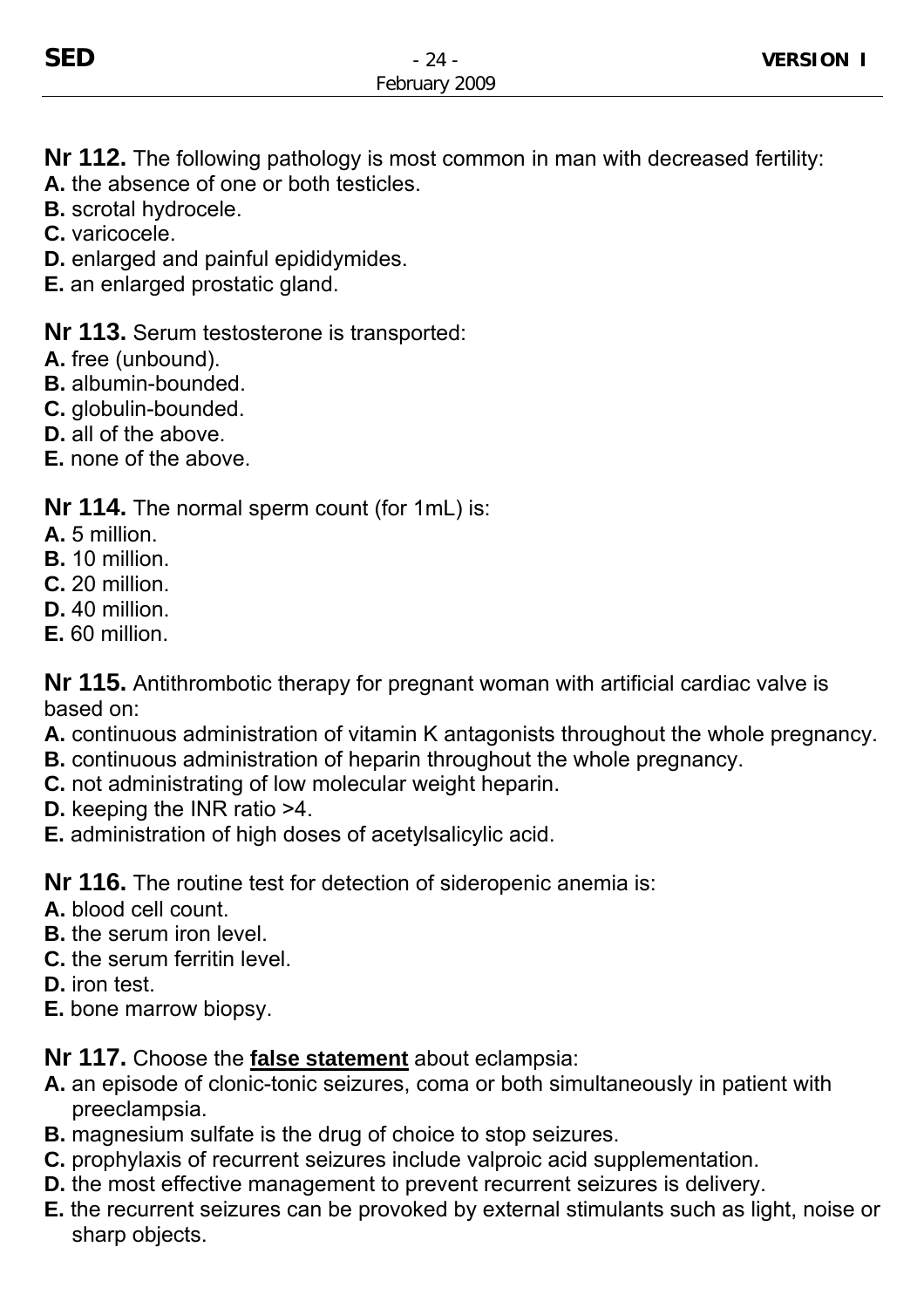**Nr 112.** The following pathology is most common in man with decreased fertility:
**A.** the absence of one or both testicles.
**B.** scrotal hydrocele.
**C.** varicocele.
**D.** enlarged and painful epididymides.
**E.** an enlarged prostatic gland.

**Nr 113.** Serum testosterone is transported:
**A.** free (unbound).
**B.** albumin-bounded.
**C.** globulin-bounded.
**D.** all of the above.
**E.** none of the above.

**Nr 114.** The normal sperm count (for 1mL) is:
**A.** 5 million.
**B.** 10 million.
**C.** 20 million.
**D.** 40 million.
**E.** 60 million.

**Nr 115.** Antithrombotic therapy for pregnant woman with artificial cardiac valve is based on:
**A.** continuous administration of vitamin K antagonists throughout the whole pregnancy.
**B.** continuous administration of heparin throughout the whole pregnancy.
**C.** not administrating of low molecular weight heparin.
**D.** keeping the INR ratio >4.
**E.** administration of high doses of acetylsalicylic acid.

**Nr 116.** The routine test for detection of sideropenic anemia is:
**A.** blood cell count.
**B.** the serum iron level.
**C.** the serum ferritin level.
**D.** iron test.
**E.** bone marrow biopsy.

**Nr 117.** Choose the **false statement** about eclampsia:
**A.** an episode of clonic-tonic seizures, coma or both simultaneously in patient with preeclampsia.
**B.** magnesium sulfate is the drug of choice to stop seizures.
**C.** prophylaxis of recurrent seizures include valproic acid supplementation.
**D.** the most effective management to prevent recurrent seizures is delivery.
**E.** the recurrent seizures can be provoked by external stimulants such as light, noise or sharp objects.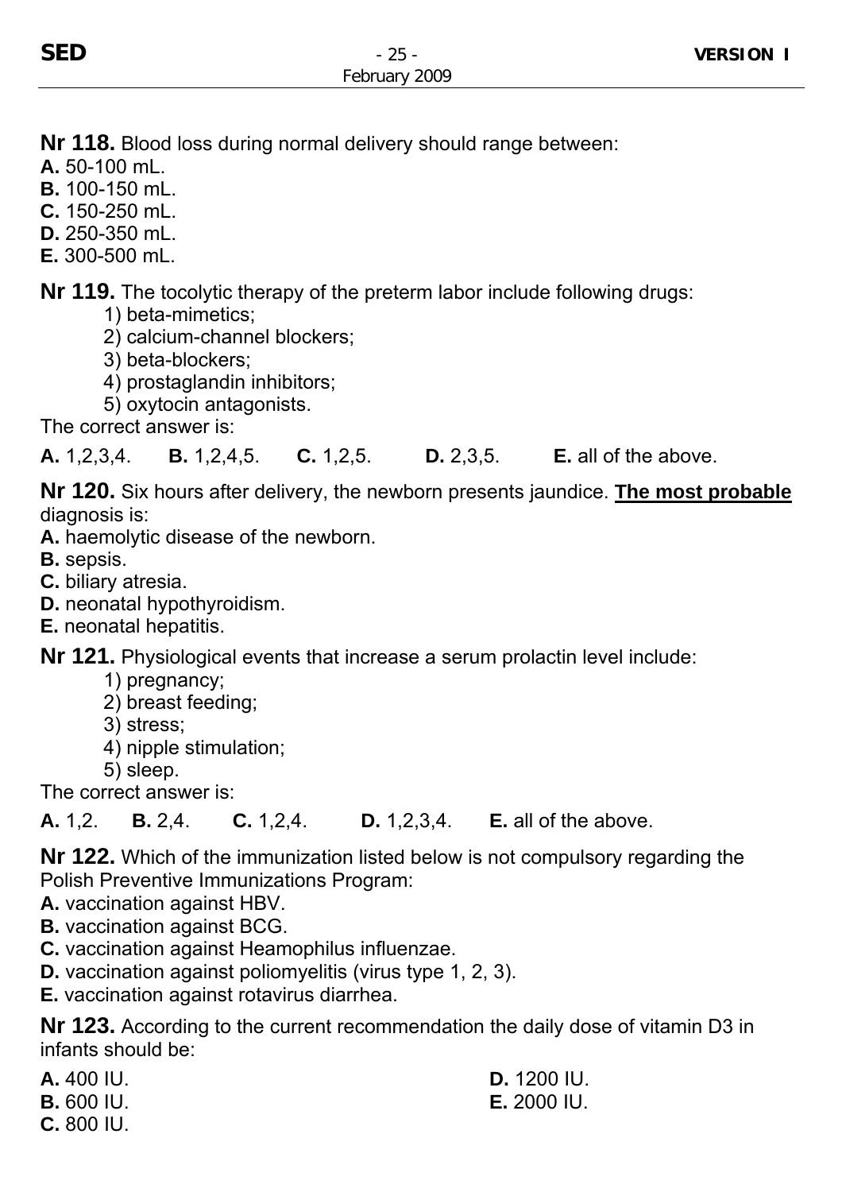**Nr 118.** Blood loss during normal delivery should range between:

**A.** 50-100 mL.
**B.** 100-150 mL.
**C.** 150-250 mL.
**D.** 250-350 mL.
**E.** 300-500 mL.

**Nr 119.** The tocolytic therapy of the preterm labor include following drugs:

1) beta-mimetics;
2) calcium-channel blockers;
3) beta-blockers;
4) prostaglandin inhibitors;
5) oxytocin antagonists.

The correct answer is:

**A.** 1,2,3,4. **B.** 1,2,4,5. **C.** 1,2,5. **D.** 2,3,5. **E.** all of the above.

**Nr 120.** Six hours after delivery, the newborn presents jaundice. **The most probable** diagnosis is:

**A.** haemolytic disease of the newborn.
**B.** sepsis.
**C.** biliary atresia.
**D.** neonatal hypothyroidism.
**E.** neonatal hepatitis.

**Nr 121.** Physiological events that increase a serum prolactin level include:

1) pregnancy;
2) breast feeding;
3) stress;
4) nipple stimulation;
5) sleep.

The correct answer is:

**A.** 1,2. **B.** 2,4. **C.** 1,2,4. **D.** 1,2,3,4. **E.** all of the above.

**Nr 122.** Which of the immunization listed below is not compulsory regarding the Polish Preventive Immunizations Program:

**A.** vaccination against HBV.
**B.** vaccination against BCG.
**C.** vaccination against Heamophilus influenzae.
**D.** vaccination against poliomyelitis (virus type 1, 2, 3).
**E.** vaccination against rotavirus diarrhea.

**Nr 123.** According to the current recommendation the daily dose of vitamin D3 in infants should be:

**A.** 400 IU.
**B.** 600 IU.
**C.** 800 IU.
**D.** 1200 IU.
**E.** 2000 IU.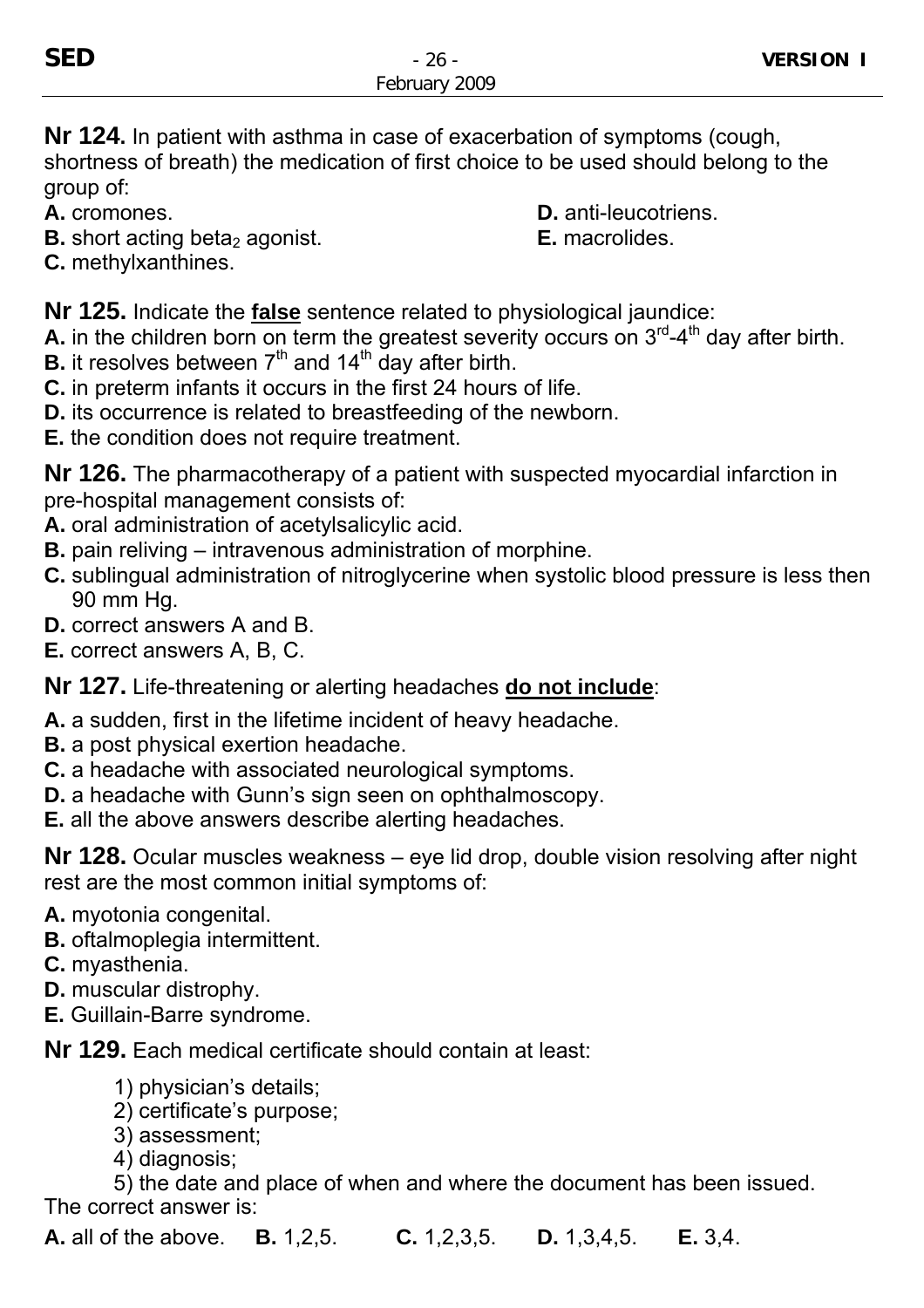**Nr 124.** In patient with asthma in case of exacerbation of symptoms (cough, shortness of breath) the medication of first choice to be used should belong to the group of:

**A.** cromones.
**B.** short acting beta$_2$ agonist.
**C.** methylxanthines.
**D.** anti-leucotriens.
**E.** macrolides.

**Nr 125.** Indicate the **false** sentence related to physiological jaundice:

**A.** in the children born on term the greatest severity occurs on 3$^{rd}$-4$^{th}$ day after birth.
**B.** it resolves between 7$^{th}$ and 14$^{th}$ day after birth.
**C.** in preterm infants it occurs in the first 24 hours of life.
**D.** its occurrence is related to breastfeeding of the newborn.
**E.** the condition does not require treatment.

**Nr 126.** The pharmacotherapy of a patient with suspected myocardial infarction in pre-hospital management consists of:

**A.** oral administration of acetylsalicylic acid.
**B.** pain reliving – intravenous administration of morphine.
**C.** sublingual administration of nitroglycerine when systolic blood pressure is less then 90 mm Hg.
**D.** correct answers A and B.
**E.** correct answers A, B, C.

**Nr 127.** Life-threatening or alerting headaches **do not include**:

**A.** a sudden, first in the lifetime incident of heavy headache.
**B.** a post physical exertion headache.
**C.** a headache with associated neurological symptoms.
**D.** a headache with Gunn's sign seen on ophthalmoscopy.
**E.** all the above answers describe alerting headaches.

**Nr 128.** Ocular muscles weakness – eye lid drop, double vision resolving after night rest are the most common initial symptoms of:

**A.** myotonia congenital.
**B.** oftalmoplegia intermittent.
**C.** myasthenia.
**D.** muscular distrophy.
**E.** Guillain-Barre syndrome.

**Nr 129.** Each medical certificate should contain at least:

1) physician's details;
2) certificate's purpose;
3) assessment;
4) diagnosis;
5) the date and place of when and where the document has been issued.

The correct answer is:

**A.** all of the above. **B.** 1,2,5. **C.** 1,2,3,5. **D.** 1,3,4,5. **E.** 3,4.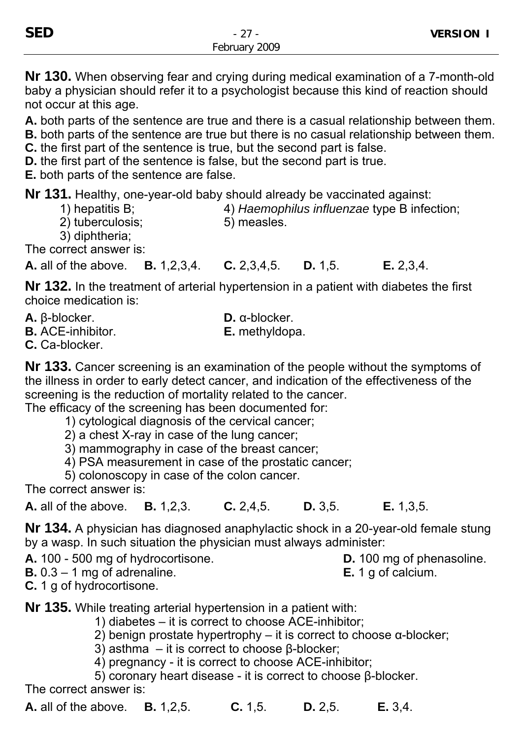**Nr 130.** When observing fear and crying during medical examination of a 7-month-old baby a physician should refer it to a psychologist because this kind of reaction should not occur at this age.

**A.** both parts of the sentence are true and there is a casual relationship between them.
**B.** both parts of the sentence are true but there is no casual relationship between them.
**C.** the first part of the sentence is true, but the second part is false.
**D.** the first part of the sentence is false, but the second part is true.
**E.** both parts of the sentence are false.

**Nr 131.** Healthy, one-year-old baby should already be vaccinated against:

1) hepatitis B;
2) tuberculosis;
3) diphtheria;
4) *Haemophilus influenzae* type B infection;
5) measles.

The correct answer is:

**A.** all of the above. **B.** 1,2,3,4. **C.** 2,3,4,5. **D.** 1,5. **E.** 2,3,4.

**Nr 132.** In the treatment of arterial hypertension in a patient with diabetes the first choice medication is:

**A.** β-blocker.
**B.** ACE-inhibitor.
**C.** Ca-blocker.
**D.** α-blocker.
**E.** methyldopa.

**Nr 133.** Cancer screening is an examination of the people without the symptoms of the illness in order to early detect cancer, and indication of the effectiveness of the screening is the reduction of mortality related to the cancer.
The efficacy of the screening has been documented for:

1) cytological diagnosis of the cervical cancer;
2) a chest X-ray in case of the lung cancer;
3) mammography in case of the breast cancer;
4) PSA measurement in case of the prostatic cancer;
5) colonoscopy in case of the colon cancer.

The correct answer is:

**A.** all of the above. **B.** 1,2,3. **C.** 2,4,5. **D.** 3,5. **E.** 1,3,5.

**Nr 134.** A physician has diagnosed anaphylactic shock in a 20-year-old female stung by a wasp. In such situation the physician must always administer:

**A.** 100 - 500 mg of hydrocortisone.
**B.** 0.3 – 1 mg of adrenaline.
**C.** 1 g of hydrocortisone.
**D.** 100 mg of phenasoline.
**E.** 1 g of calcium.

**Nr 135.** While treating arterial hypertension in a patient with:

1) diabetes – it is correct to choose ACE-inhibitor;
2) benign prostate hypertrophy – it is correct to choose α-blocker;
3) asthma – it is correct to choose β-blocker;
4) pregnancy - it is correct to choose ACE-inhibitor;
5) coronary heart disease - it is correct to choose β-blocker.

The correct answer is:

**A.** all of the above. **B.** 1,2,5. **C.** 1,5. **D.** 2,5. **E.** 3,4.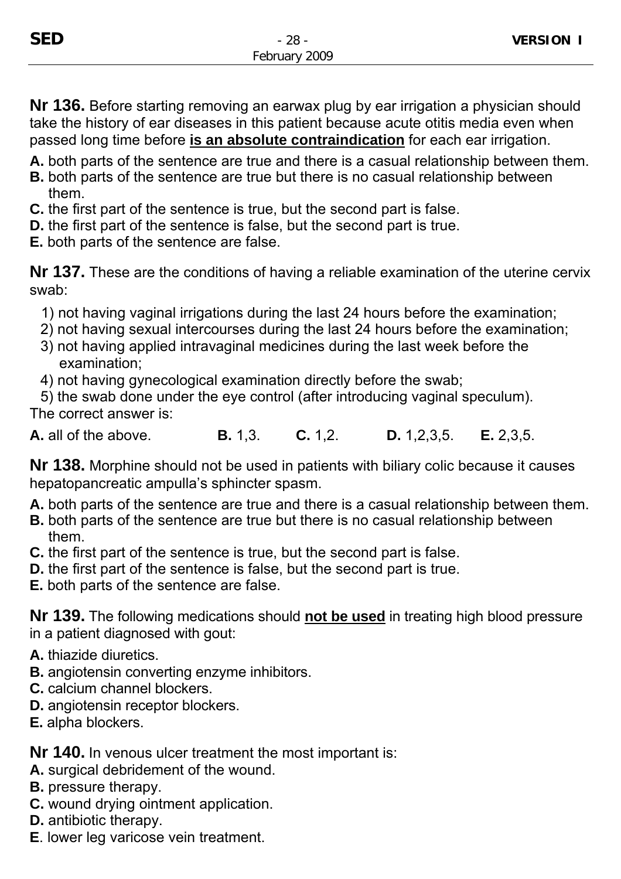**Nr 136.** Before starting removing an earwax plug by ear irrigation a physician should take the history of ear diseases in this patient because acute otitis media even when passed long time before **is an absolute contraindication** for each ear irrigation.

**A.** both parts of the sentence are true and there is a casual relationship between them.
**B.** both parts of the sentence are true but there is no casual relationship between them.
**C.** the first part of the sentence is true, but the second part is false.
**D.** the first part of the sentence is false, but the second part is true.
**E.** both parts of the sentence are false.

**Nr 137.** These are the conditions of having a reliable examination of the uterine cervix swab:

1) not having vaginal irrigations during the last 24 hours before the examination;
2) not having sexual intercourses during the last 24 hours before the examination;
3) not having applied intravaginal medicines during the last week before the examination;
4) not having gynecological examination directly before the swab;
5) the swab done under the eye control (after introducing vaginal speculum).

The correct answer is:

**A.** all of the above. **B.** 1,3. **C.** 1,2. **D.** 1,2,3,5. **E.** 2,3,5.

**Nr 138.** Morphine should not be used in patients with biliary colic because it causes hepatopancreatic ampulla's sphincter spasm.

**A.** both parts of the sentence are true and there is a casual relationship between them.
**B.** both parts of the sentence are true but there is no casual relationship between them.
**C.** the first part of the sentence is true, but the second part is false.
**D.** the first part of the sentence is false, but the second part is true.
**E.** both parts of the sentence are false.

**Nr 139.** The following medications should **not be used** in treating high blood pressure in a patient diagnosed with gout:

**A.** thiazide diuretics.
**B.** angiotensin converting enzyme inhibitors.
**C.** calcium channel blockers.
**D.** angiotensin receptor blockers.
**E.** alpha blockers.

**Nr 140.** In venous ulcer treatment the most important is:

**A.** surgical debridement of the wound.
**B.** pressure therapy.
**C.** wound drying ointment application.
**D.** antibiotic therapy.
**E**. lower leg varicose vein treatment.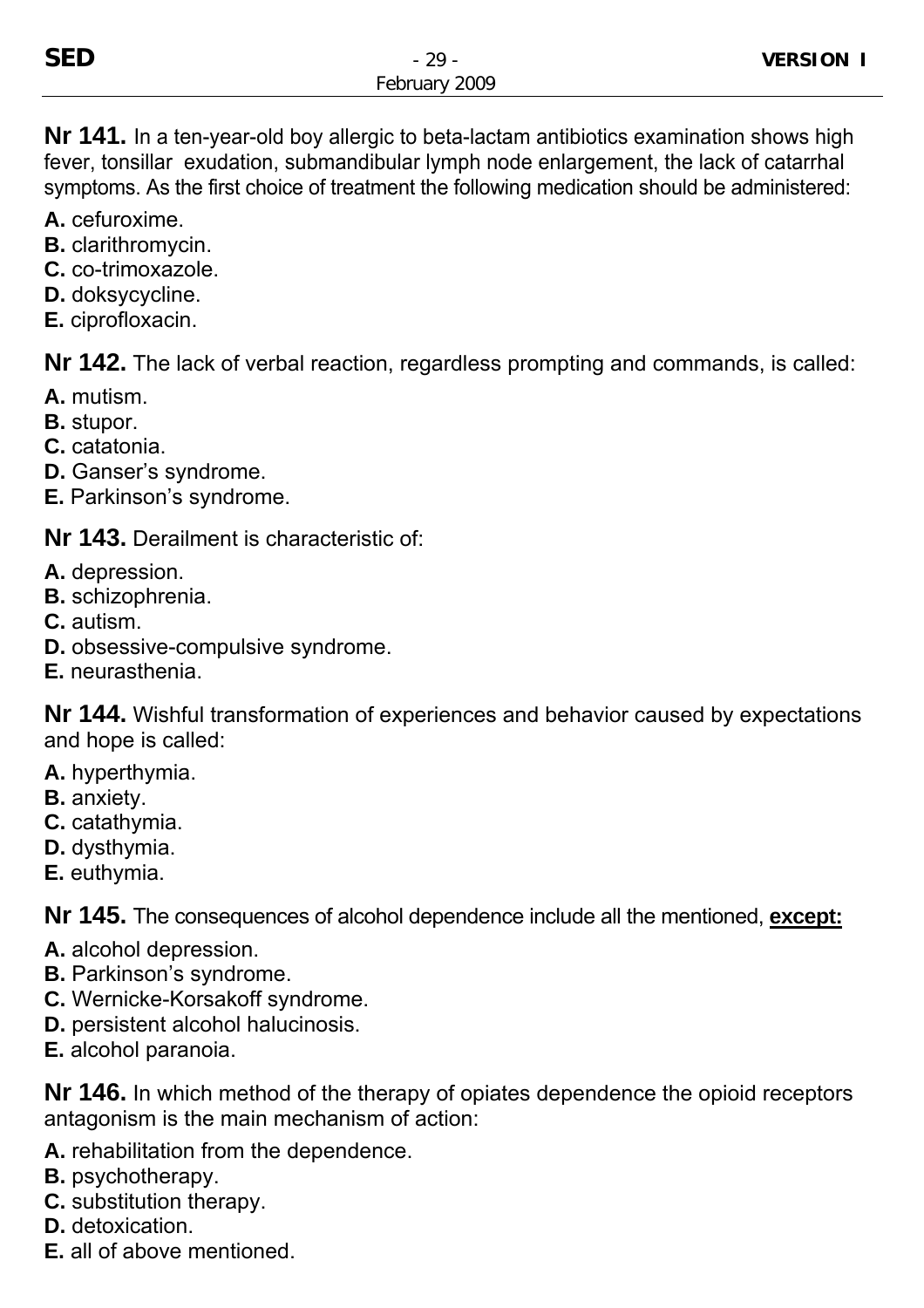**Nr 141.** In a ten-year-old boy allergic to beta-lactam antibiotics examination shows high fever, tonsillar exudation, submandibular lymph node enlargement, the lack of catarrhal symptoms. As the first choice of treatment the following medication should be administered:

**A.** cefuroxime.
**B.** clarithromycin.
**C.** co-trimoxazole.
**D.** doksycycline.
**E.** ciprofloxacin.

**Nr 142.** The lack of verbal reaction, regardless prompting and commands, is called:

**A.** mutism.
**B.** stupor.
**C.** catatonia.
**D.** Ganser's syndrome.
**E.** Parkinson's syndrome.

**Nr 143.** Derailment is characteristic of:

**A.** depression.
**B.** schizophrenia.
**C.** autism.
**D.** obsessive-compulsive syndrome.
**E.** neurasthenia.

**Nr 144.** Wishful transformation of experiences and behavior caused by expectations and hope is called:

**A.** hyperthymia.
**B.** anxiety.
**C.** catathymia.
**D.** dysthymia.
**E.** euthymia.

**Nr 145.** The consequences of alcohol dependence include all the mentioned, **except:**

**A.** alcohol depression.
**B.** Parkinson's syndrome.
**C.** Wernicke-Korsakoff syndrome.
**D.** persistent alcohol halucinosis.
**E.** alcohol paranoia.

**Nr 146.** In which method of the therapy of opiates dependence the opioid receptors antagonism is the main mechanism of action:

**A.** rehabilitation from the dependence.
**B.** psychotherapy.
**C.** substitution therapy.
**D.** detoxication.
**E.** all of above mentioned.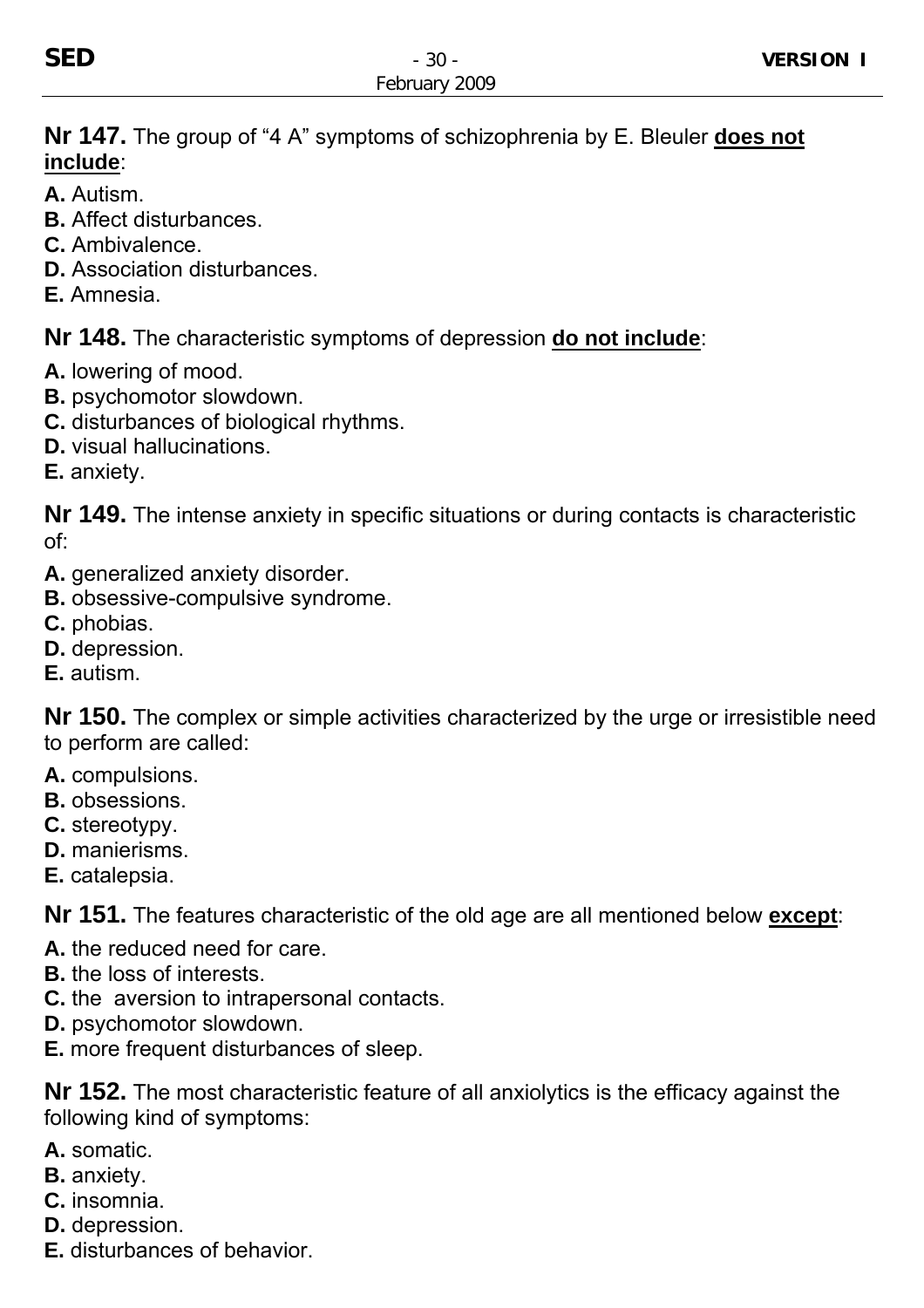**Nr 147.** The group of “4 A” symptoms of schizophrenia by E. Bleuler **does not include**:

**A.** Autism.
**B.** Affect disturbances.
**C.** Ambivalence.
**D.** Association disturbances.
**E.** Amnesia.

**Nr 148.** The characteristic symptoms of depression **do not include**:

**A.** lowering of mood.
**B.** psychomotor slowdown.
**C.** disturbances of biological rhythms.
**D.** visual hallucinations.
**E.** anxiety.

**Nr 149.** The intense anxiety in specific situations or during contacts is characteristic of:

**A.** generalized anxiety disorder.
**B.** obsessive-compulsive syndrome.
**C.** phobias.
**D.** depression.
**E.** autism.

**Nr 150.** The complex or simple activities characterized by the urge or irresistible need to perform are called:

**A.** compulsions.
**B.** obsessions.
**C.** stereotypy.
**D.** manierisms.
**E.** catalepsia.

**Nr 151.** The features characteristic of the old age are all mentioned below **except**:

**A.** the reduced need for care.
**B.** the loss of interests.
**C.** the aversion to intrapersonal contacts.
**D.** psychomotor slowdown.
**E.** more frequent disturbances of sleep.

**Nr 152.** The most characteristic feature of all anxiolytics is the efficacy against the following kind of symptoms:

**A.** somatic.
**B.** anxiety.
**C.** insomnia.
**D.** depression.
**E.** disturbances of behavior.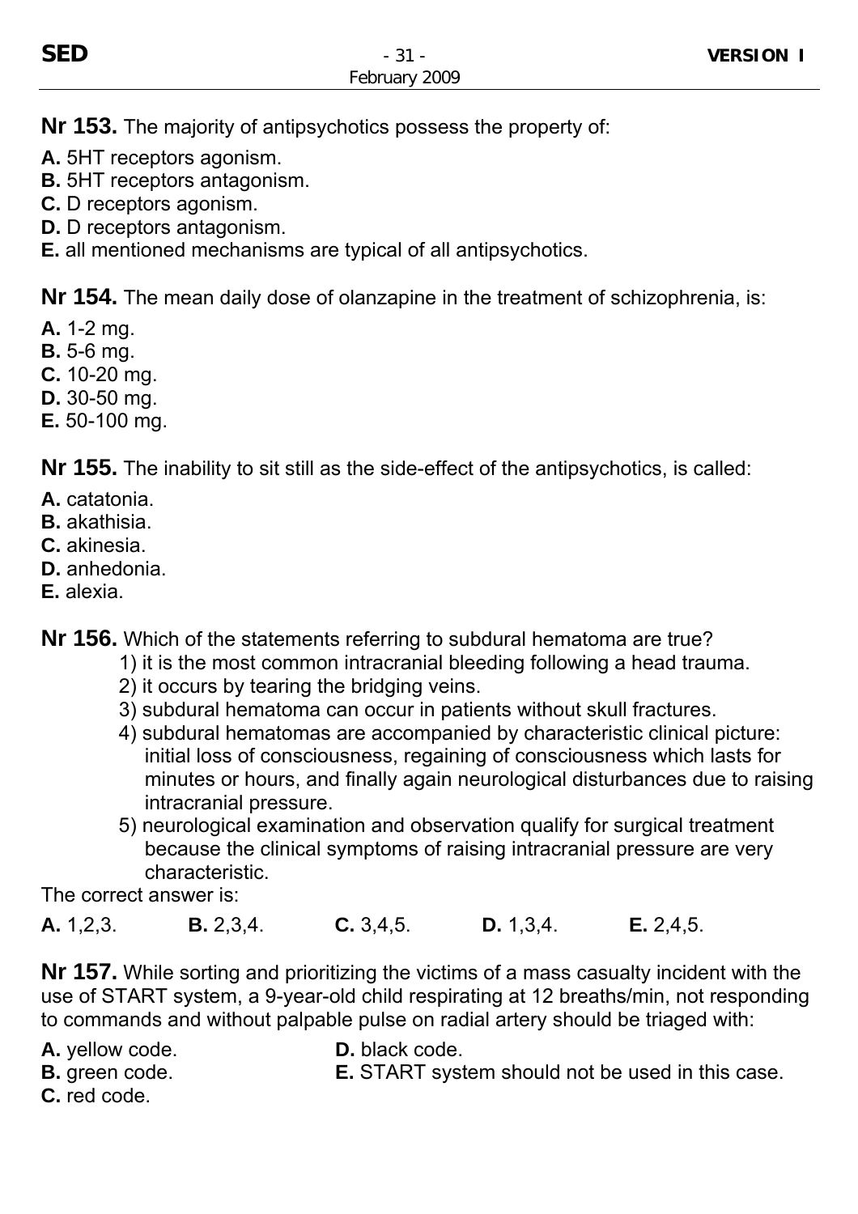**Nr 153.** The majority of antipsychotics possess the property of:

**A.** 5HT receptors agonism.
**B.** 5HT receptors antagonism.
**C.** D receptors agonism.
**D.** D receptors antagonism.
**E.** all mentioned mechanisms are typical of all antipsychotics.

**Nr 154.** The mean daily dose of olanzapine in the treatment of schizophrenia, is:

**A.** 1-2 mg.
**B.** 5-6 mg.
**C.** 10-20 mg.
**D.** 30-50 mg.
**E.** 50-100 mg.

**Nr 155.** The inability to sit still as the side-effect of the antipsychotics, is called:

**A.** catatonia.
**B.** akathisia.
**C.** akinesia.
**D.** anhedonia.
**E.** alexia.

**Nr 156.** Which of the statements referring to subdural hematoma are true?

1) it is the most common intracranial bleeding following a head trauma.
2) it occurs by tearing the bridging veins.
3) subdural hematoma can occur in patients without skull fractures.
4) subdural hematomas are accompanied by characteristic clinical picture: initial loss of consciousness, regaining of consciousness which lasts for minutes or hours, and finally again neurological disturbances due to raising intracranial pressure.
5) neurological examination and observation qualify for surgical treatment because the clinical symptoms of raising intracranial pressure are very characteristic.

The correct answer is:

**A.** 1,2,3. **B.** 2,3,4. **C.** 3,4,5. **D.** 1,3,4. **E.** 2,4,5.

**Nr 157.** While sorting and prioritizing the victims of a mass casualty incident with the use of START system, a 9-year-old child respirating at 12 breaths/min, not responding to commands and without palpable pulse on radial artery should be triaged with:

**A.** yellow code.
**B.** green code.
**C.** red code.
**D.** black code.
**E.** START system should not be used in this case.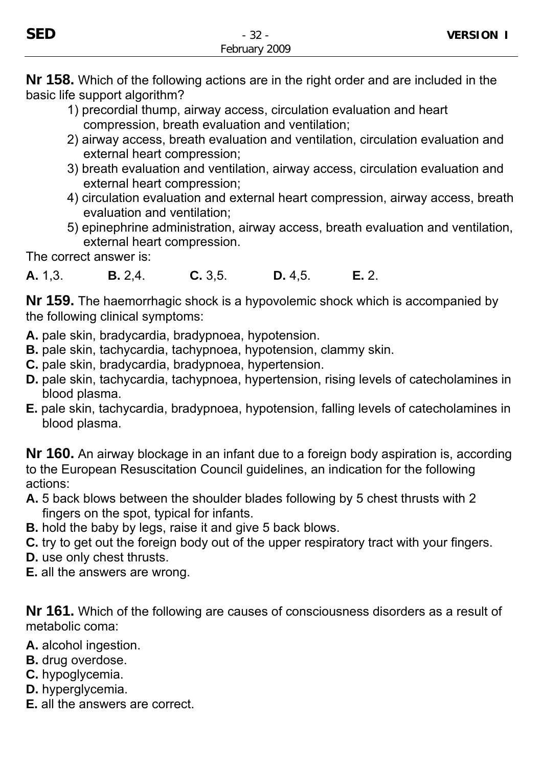**Nr 158.** Which of the following actions are in the right order and are included in the basic life support algorithm?

1) precordial thump, airway access, circulation evaluation and heart compression, breath evaluation and ventilation;
2) airway access, breath evaluation and ventilation, circulation evaluation and external heart compression;
3) breath evaluation and ventilation, airway access, circulation evaluation and external heart compression;
4) circulation evaluation and external heart compression, airway access, breath evaluation and ventilation;
5) epinephrine administration, airway access, breath evaluation and ventilation, external heart compression.

The correct answer is:

**A.** 1,3. **B.** 2,4. **C.** 3,5. **D.** 4,5. **E.** 2.

**Nr 159.** The haemorrhagic shock is a hypovolemic shock which is accompanied by the following clinical symptoms:

**A.** pale skin, bradycardia, bradypnoea, hypotension.
**B.** pale skin, tachycardia, tachypnoea, hypotension, clammy skin.
**C.** pale skin, bradycardia, bradypnoea, hypertension.
**D.** pale skin, tachycardia, tachypnoea, hypertension, rising levels of catecholamines in blood plasma.
**E.** pale skin, tachycardia, bradypnoea, hypotension, falling levels of catecholamines in blood plasma.

**Nr 160.** An airway blockage in an infant due to a foreign body aspiration is, according to the European Resuscitation Council guidelines, an indication for the following actions:

**A.** 5 back blows between the shoulder blades following by 5 chest thrusts with 2 fingers on the spot, typical for infants.
**B.** hold the baby by legs, raise it and give 5 back blows.
**C.** try to get out the foreign body out of the upper respiratory tract with your fingers.
**D.** use only chest thrusts.
**E.** all the answers are wrong.

**Nr 161.** Which of the following are causes of consciousness disorders as a result of metabolic coma:

**A.** alcohol ingestion.
**B.** drug overdose.
**C.** hypoglycemia.
**D.** hyperglycemia.
**E.** all the answers are correct.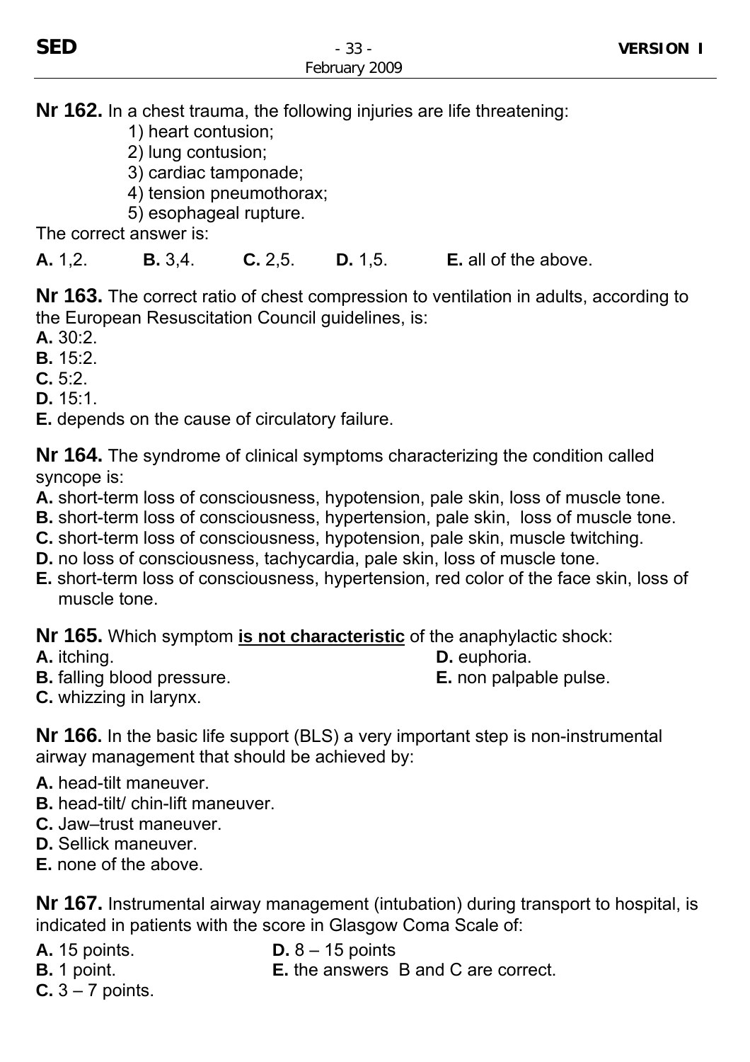**Nr 162.** In a chest trauma, the following injuries are life threatening:

1) heart contusion;
2) lung contusion;
3) cardiac tamponade;
4) tension pneumothorax;
5) esophageal rupture.

The correct answer is:

**A.** 1,2. **B.** 3,4. **C.** 2,5. **D.** 1,5. **E.** all of the above.

**Nr 163.** The correct ratio of chest compression to ventilation in adults, according to the European Resuscitation Council guidelines, is:

**A.** 30:2.
**B.** 15:2.
**C.** 5:2.
**D.** 15:1.
**E.** depends on the cause of circulatory failure.

**Nr 164.** The syndrome of clinical symptoms characterizing the condition called syncope is:

**A.** short-term loss of consciousness, hypotension, pale skin, loss of muscle tone.
**B.** short-term loss of consciousness, hypertension, pale skin, loss of muscle tone.
**C.** short-term loss of consciousness, hypotension, pale skin, muscle twitching.
**D.** no loss of consciousness, tachycardia, pale skin, loss of muscle tone.
**E.** short-term loss of consciousness, hypertension, red color of the face skin, loss of muscle tone.

**Nr 165.** Which symptom **is not characteristic** of the anaphylactic shock:

**A.** itching.
**B.** falling blood pressure.
**C.** whizzing in larynx.
**D.** euphoria.
**E.** non palpable pulse.

**Nr 166.** In the basic life support (BLS) a very important step is non-instrumental airway management that should be achieved by:

**A.** head-tilt maneuver.
**B.** head-tilt/ chin-lift maneuver.
**C.** Jaw–trust maneuver.
**D.** Sellick maneuver.
**E.** none of the above.

**Nr 167.** Instrumental airway management (intubation) during transport to hospital, is indicated in patients with the score in Glasgow Coma Scale of:

**A.** 15 points.
**B.** 1 point.
**C.** 3 – 7 points.
**D.** 8 – 15 points
**E.** the answers B and C are correct.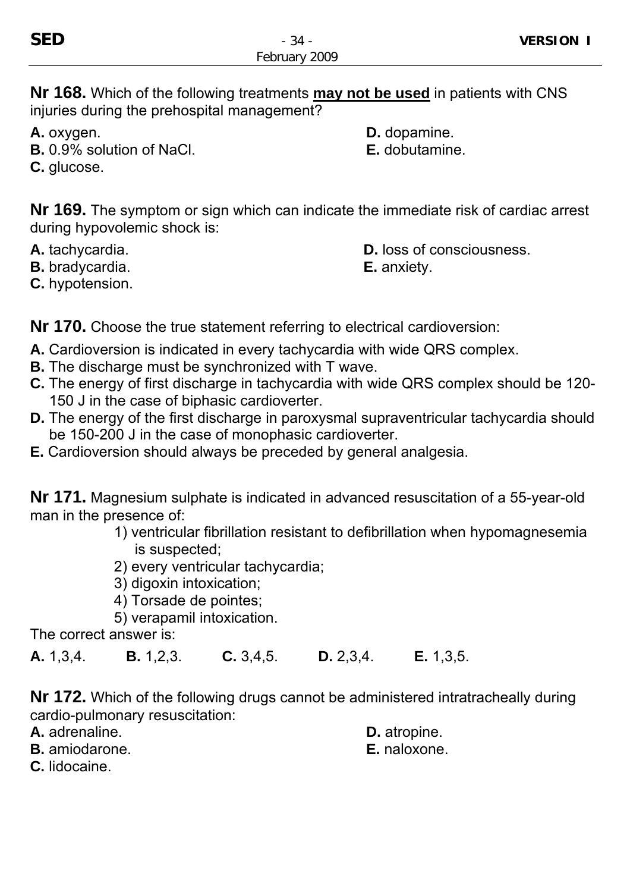**Nr 168.** Which of the following treatments **may not be used** in patients with CNS injuries during the prehospital management?

**A.** oxygen.
**B.** 0.9% solution of NaCl.
**C.** glucose.
**D.** dopamine.
**E.** dobutamine.

**Nr 169.** The symptom or sign which can indicate the immediate risk of cardiac arrest during hypovolemic shock is:

**A.** tachycardia.
**B.** bradycardia.
**C.** hypotension.
**D.** loss of consciousness.
**E.** anxiety.

**Nr 170.** Choose the true statement referring to electrical cardioversion:

**A.** Cardioversion is indicated in every tachycardia with wide QRS complex.
**B.** The discharge must be synchronized with T wave.
**C.** The energy of first discharge in tachycardia with wide QRS complex should be 120-150 J in the case of biphasic cardioverter.
**D.** The energy of the first discharge in paroxysmal supraventricular tachycardia should be 150-200 J in the case of monophasic cardioverter.
**E.** Cardioversion should always be preceded by general analgesia.

**Nr 171.** Magnesium sulphate is indicated in advanced resuscitation of a 55-year-old man in the presence of:

1) ventricular fibrillation resistant to defibrillation when hypomagnesemia is suspected;
2) every ventricular tachycardia;
3) digoxin intoxication;
4) Torsade de pointes;
5) verapamil intoxication.

The correct answer is:

**A.** 1,3,4. **B.** 1,2,3. **C.** 3,4,5. **D.** 2,3,4. **E.** 1,3,5.

**Nr 172.** Which of the following drugs cannot be administered intratracheally during cardio-pulmonary resuscitation:

**A.** adrenaline.
**B.** amiodarone.
**C.** lidocaine.
**D.** atropine.
**E.** naloxone.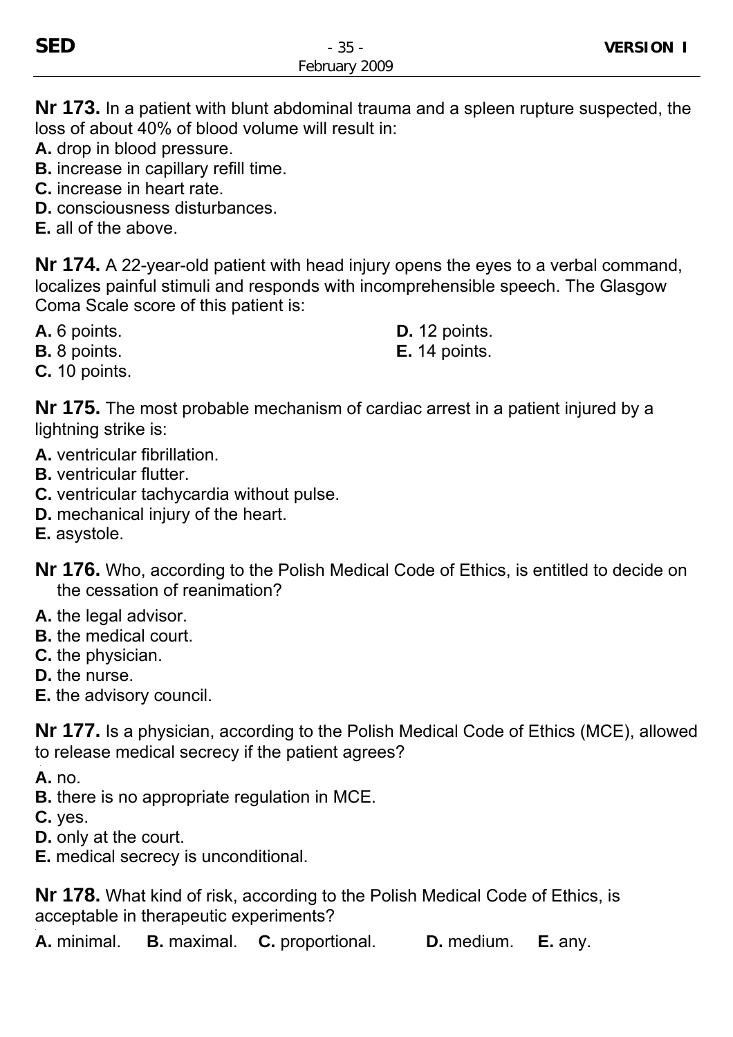**Nr 173.** In a patient with blunt abdominal trauma and a spleen rupture suspected, the loss of about 40% of blood volume will result in:

**A.** drop in blood pressure.
**B.** increase in capillary refill time.
**C.** increase in heart rate.
**D.** consciousness disturbances.
**E.** all of the above.

**Nr 174.** A 22-year-old patient with head injury opens the eyes to a verbal command, localizes painful stimuli and responds with incomprehensible speech. The Glasgow Coma Scale score of this patient is:

**A.** 6 points.
**B.** 8 points.
**C.** 10 points.
**D.** 12 points.
**E.** 14 points.

**Nr 175.** The most probable mechanism of cardiac arrest in a patient injured by a lightning strike is:

**A.** ventricular fibrillation.
**B.** ventricular flutter.
**C.** ventricular tachycardia without pulse.
**D.** mechanical injury of the heart.
**E.** asystole.

**Nr 176.** Who, according to the Polish Medical Code of Ethics, is entitled to decide on the cessation of reanimation?

**A.** the legal advisor.
**B.** the medical court.
**C.** the physician.
**D.** the nurse.
**E.** the advisory council.

**Nr 177.** Is a physician, according to the Polish Medical Code of Ethics (MCE), allowed to release medical secrecy if the patient agrees?

**A.** no.
**B.** there is no appropriate regulation in MCE.
**C.** yes.
**D.** only at the court.
**E.** medical secrecy is unconditional.

**Nr 178.** What kind of risk, according to the Polish Medical Code of Ethics, is acceptable in therapeutic experiments?

**A.** minimal. **B.** maximal. **C.** proportional. **D.** medium. **E.** any.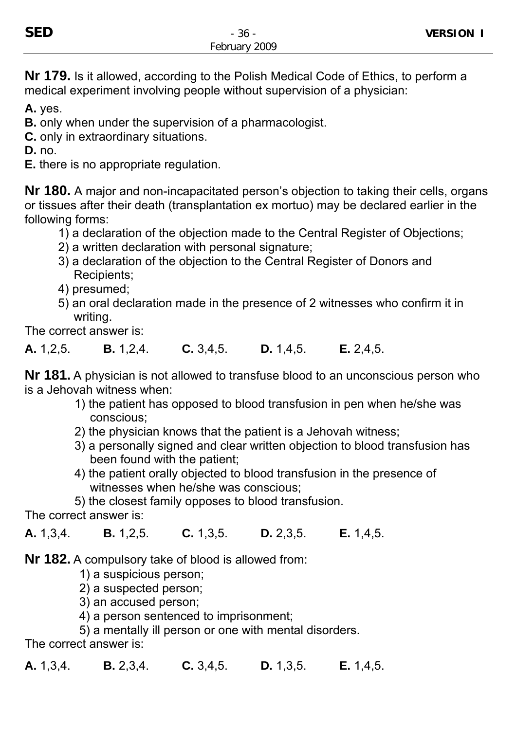**Nr 179.** Is it allowed, according to the Polish Medical Code of Ethics, to perform a medical experiment involving people without supervision of a physician:

**A.** yes.
**B.** only when under the supervision of a pharmacologist.
**C.** only in extraordinary situations.
**D.** no.
**E.** there is no appropriate regulation.

**Nr 180.** A major and non-incapacitated person's objection to taking their cells, organs or tissues after their death (transplantation ex mortuo) may be declared earlier in the following forms:

1) a declaration of the objection made to the Central Register of Objections;
2) a written declaration with personal signature;
3) a declaration of the objection to the Central Register of Donors and Recipients;
4) presumed;
5) an oral declaration made in the presence of 2 witnesses who confirm it in writing.

The correct answer is:

**A.** 1,2,5. **B.** 1,2,4. **C.** 3,4,5. **D.** 1,4,5. **E.** 2,4,5.

**Nr 181.** A physician is not allowed to transfuse blood to an unconscious person who is a Jehovah witness when:

1) the patient has opposed to blood transfusion in pen when he/she was conscious;
2) the physician knows that the patient is a Jehovah witness;
3) a personally signed and clear written objection to blood transfusion has been found with the patient;
4) the patient orally objected to blood transfusion in the presence of witnesses when he/she was conscious;
5) the closest family opposes to blood transfusion.

The correct answer is:

**A.** 1,3,4. **B.** 1,2,5. **C.** 1,3,5. **D.** 2,3,5. **E.** 1,4,5.

**Nr 182.** A compulsory take of blood is allowed from:

1) a suspicious person;
2) a suspected person;
3) an accused person;
4) a person sentenced to imprisonment;
5) a mentally ill person or one with mental disorders.

The correct answer is:

**A.** 1,3,4. **B.** 2,3,4. **C.** 3,4,5. **D.** 1,3,5. **E.** 1,4,5.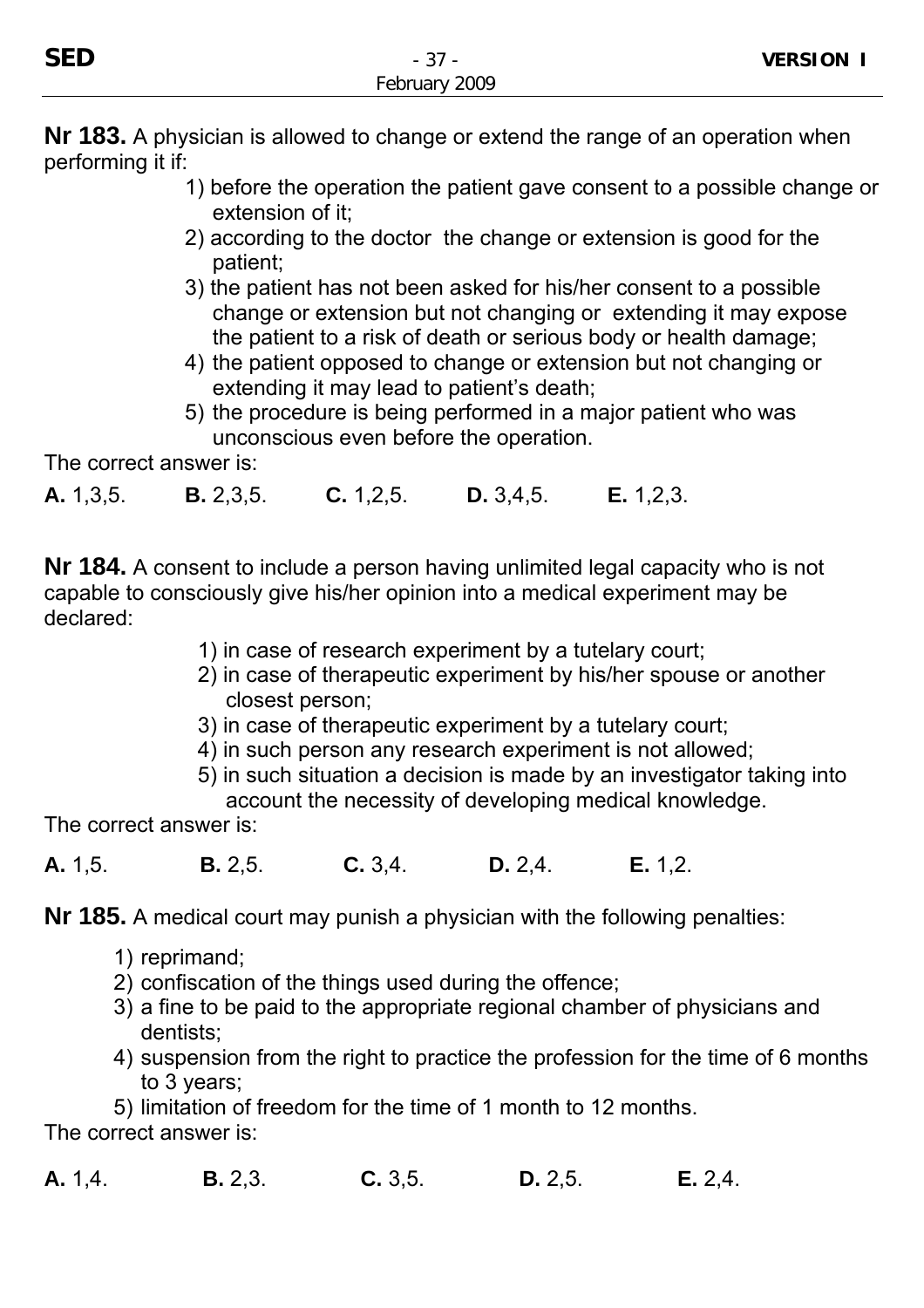**Nr 183.** A physician is allowed to change or extend the range of an operation when performing it if:

1) before the operation the patient gave consent to a possible change or extension of it;
2) according to the doctor  the change or extension is good for the patient;
3) the patient has not been asked for his/her consent to a possible change or extension but not changing or  extending it may expose the patient to a risk of death or serious body or health damage;
4) the patient opposed to change or extension but not changing or extending it may lead to patient's death;
5) the procedure is being performed in a major patient who was unconscious even before the operation.

The correct answer is:

**A.** 1,3,5. **B.** 2,3,5. **C.** 1,2,5. **D.** 3,4,5. **E.** 1,2,3.

**Nr 184.** A consent to include a person having unlimited legal capacity who is not capable to consciously give his/her opinion into a medical experiment may be declared:

1) in case of research experiment by a tutelary court;
2) in case of therapeutic experiment by his/her spouse or another closest person;
3) in case of therapeutic experiment by a tutelary court;
4) in such person any research experiment is not allowed;
5) in such situation a decision is made by an investigator taking into account the necessity of developing medical knowledge.

The correct answer is:

**A.** 1,5. **B.** 2,5. **C.** 3,4. **D.** 2,4. **E.** 1,2.

**Nr 185.** A medical court may punish a physician with the following penalties:

1) reprimand;
2) confiscation of the things used during the offence;
3) a fine to be paid to the appropriate regional chamber of physicians and dentists;
4) suspension from the right to practice the profession for the time of 6 months to 3 years;
5) limitation of freedom for the time of 1 month to 12 months.

The correct answer is:

**A.** 1,4. **B.** 2,3. **C.** 3,5. **D.** 2,5. **E.** 2,4.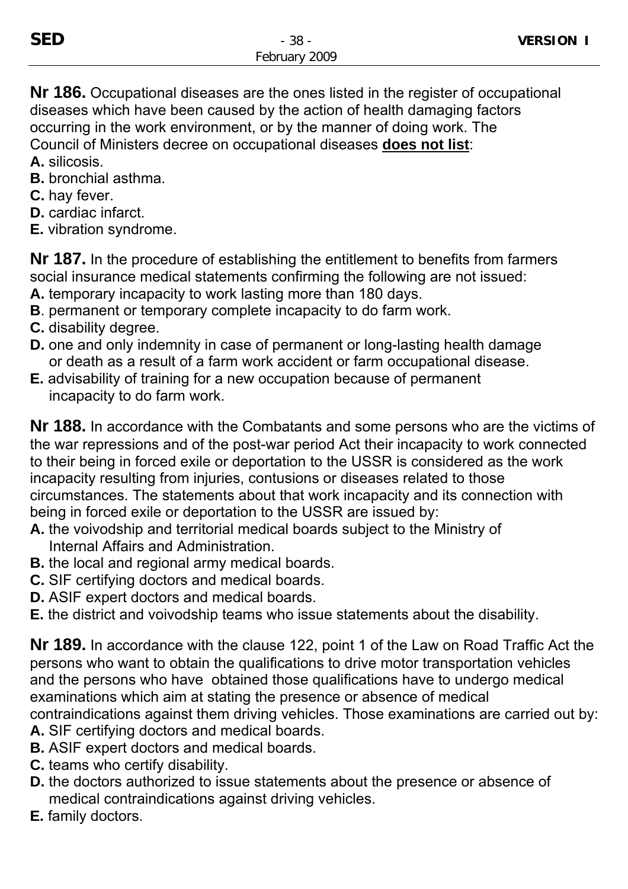**Nr 186.** Occupational diseases are the ones listed in the register of occupational diseases which have been caused by the action of health damaging factors occurring in the work environment, or by the manner of doing work. The Council of Ministers decree on occupational diseases **does not list**:

**A.** silicosis.
**B.** bronchial asthma.
**C.** hay fever.
**D.** cardiac infarct.
**E.** vibration syndrome.

**Nr 187.** In the procedure of establishing the entitlement to benefits from farmers social insurance medical statements confirming the following are not issued:

**A.** temporary incapacity to work lasting more than 180 days.
**B**. permanent or temporary complete incapacity to do farm work.
**C.** disability degree.
**D.** one and only indemnity in case of permanent or long-lasting health damage or death as a result of a farm work accident or farm occupational disease.
**E.** advisability of training for a new occupation because of permanent incapacity to do farm work.

**Nr 188.** In accordance with the Combatants and some persons who are the victims of the war repressions and of the post-war period Act their incapacity to work connected to their being in forced exile or deportation to the USSR is considered as the work incapacity resulting from injuries, contusions or diseases related to those circumstances. The statements about that work incapacity and its connection with being in forced exile or deportation to the USSR are issued by:

**A.** the voivodship and territorial medical boards subject to the Ministry of Internal Affairs and Administration.
**B.** the local and regional army medical boards.
**C.** SIF certifying doctors and medical boards.
**D.** ASIF expert doctors and medical boards.
**E.** the district and voivodship teams who issue statements about the disability.

**Nr 189.** In accordance with the clause 122, point 1 of the Law on Road Traffic Act the persons who want to obtain the qualifications to drive motor transportation vehicles and the persons who have obtained those qualifications have to undergo medical examinations which aim at stating the presence or absence of medical contraindications against them driving vehicles. Those examinations are carried out by:

**A.** SIF certifying doctors and medical boards.
**B.** ASIF expert doctors and medical boards.
**C.** teams who certify disability.
**D.** the doctors authorized to issue statements about the presence or absence of medical contraindications against driving vehicles.
**E.** family doctors.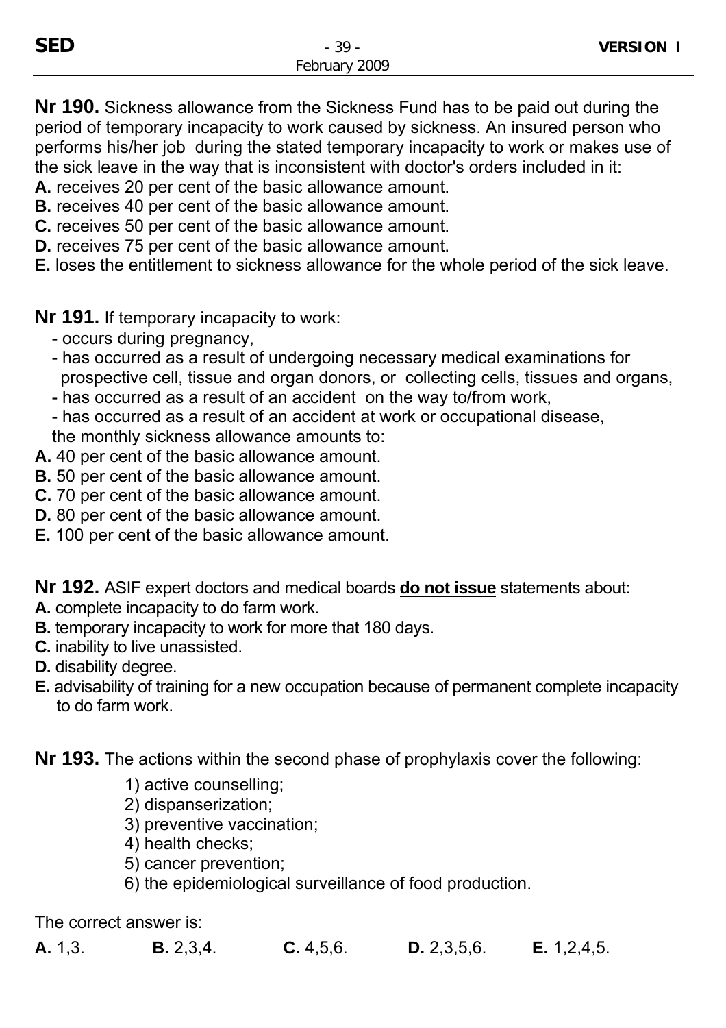**Nr 190.** Sickness allowance from the Sickness Fund has to be paid out during the period of temporary incapacity to work caused by sickness. An insured person who performs his/her job during the stated temporary incapacity to work or makes use of the sick leave in the way that is inconsistent with doctor's orders included in it:

**A.** receives 20 per cent of the basic allowance amount.
**B.** receives 40 per cent of the basic allowance amount.
**C.** receives 50 per cent of the basic allowance amount.
**D.** receives 75 per cent of the basic allowance amount.
**E.** loses the entitlement to sickness allowance for the whole period of the sick leave.

**Nr 191.** If temporary incapacity to work:

- occurs during pregnancy,
- has occurred as a result of undergoing necessary medical examinations for prospective cell, tissue and organ donors, or collecting cells, tissues and organs,
- has occurred as a result of an accident on the way to/from work,
- has occurred as a result of an accident at work or occupational disease,

the monthly sickness allowance amounts to:

**A.** 40 per cent of the basic allowance amount.
**B.** 50 per cent of the basic allowance amount.
**C.** 70 per cent of the basic allowance amount.
**D.** 80 per cent of the basic allowance amount.
**E.** 100 per cent of the basic allowance amount.

**Nr 192.** ASIF expert doctors and medical boards **do not issue** statements about:

**A.** complete incapacity to do farm work.
**B.** temporary incapacity to work for more that 180 days.
**C.** inability to live unassisted.
**D.** disability degree.
**E.** advisability of training for a new occupation because of permanent complete incapacity to do farm work.

**Nr 193.** The actions within the second phase of prophylaxis cover the following:

1) active counselling;
2) dispanserization;
3) preventive vaccination;
4) health checks;
5) cancer prevention;
6) the epidemiological surveillance of food production.

The correct answer is:

**A.** 1,3. **B.** 2,3,4. **C.** 4,5,6. **D.** 2,3,5,6. **E.** 1,2,4,5.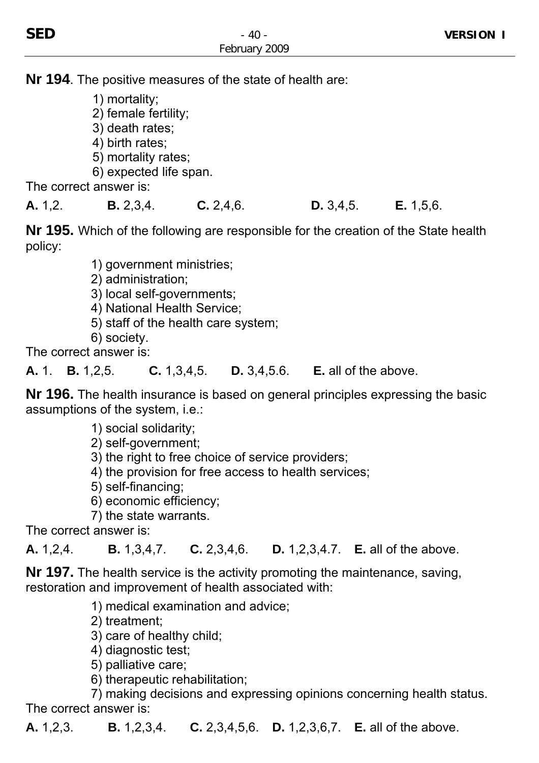**Nr 194**. The positive measures of the state of health are:

1) mortality;
2) female fertility;
3) death rates;
4) birth rates;
5) mortality rates;
6) expected life span.

The correct answer is:

**A.** 1,2. **B.** 2,3,4. **C.** 2,4,6. **D.** 3,4,5. **E.** 1,5,6.

**Nr 195.** Which of the following are responsible for the creation of the State health policy:

1) government ministries;
2) administration;
3) local self-governments;
4) National Health Service;
5) staff of the health care system;
6) society.

The correct answer is:

**A.** 1. **B.** 1,2,5. **C.** 1,3,4,5. **D.** 3,4,5.6. **E.** all of the above.

**Nr 196.** The health insurance is based on general principles expressing the basic assumptions of the system, i.e.:

1) social solidarity;
2) self-government;
3) the right to free choice of service providers;
4) the provision for free access to health services;
5) self-financing;
6) economic efficiency;
7) the state warrants.

The correct answer is:

**A.** 1,2,4. **B.** 1,3,4,7. **C.** 2,3,4,6. **D.** 1,2,3,4.7. **E.** all of the above.

**Nr 197.** The health service is the activity promoting the maintenance, saving, restoration and improvement of health associated with:

1) medical examination and advice;
2) treatment;
3) care of healthy child;
4) diagnostic test;
5) palliative care;
6) therapeutic rehabilitation;
7) making decisions and expressing opinions concerning health status.

The correct answer is:

**A.** 1,2,3. **B.** 1,2,3,4. **C.** 2,3,4,5,6. **D.** 1,2,3,6,7. **E.** all of the above.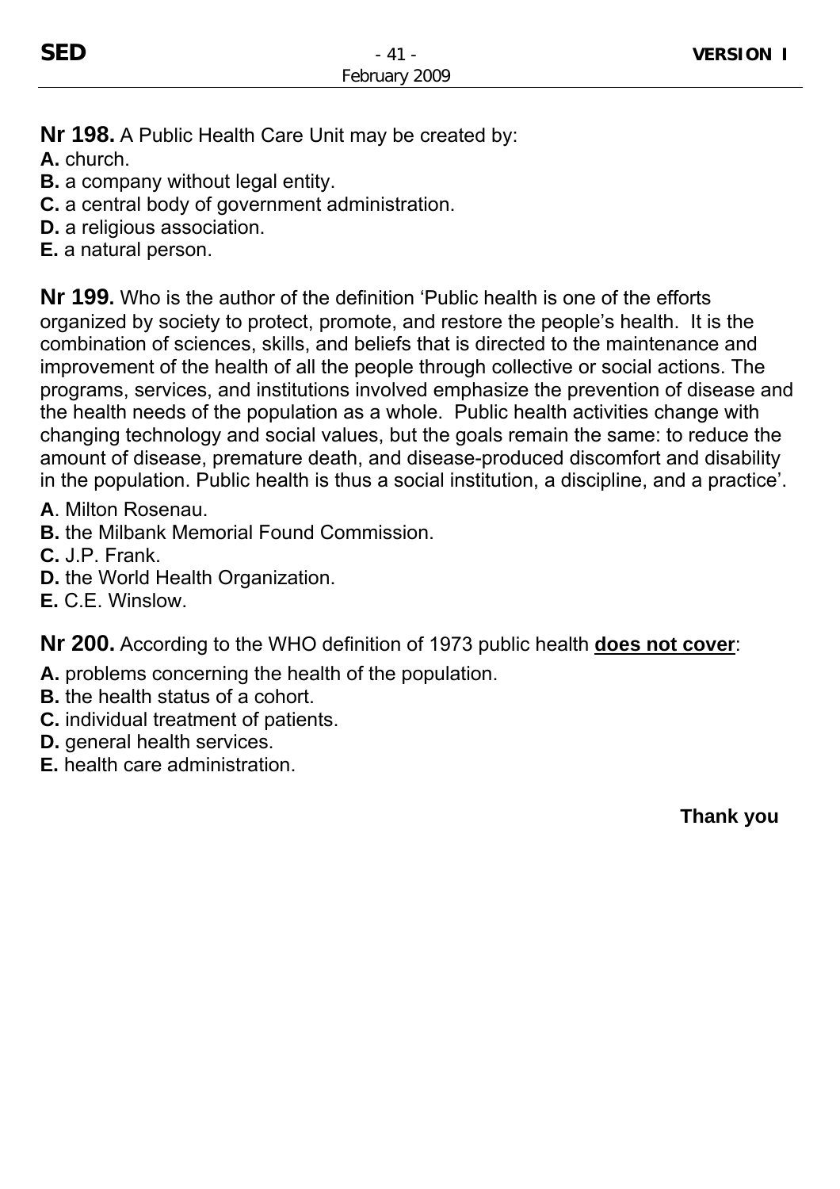**Nr 198.** A Public Health Care Unit may be created by:

**A.** church.
**B.** a company without legal entity.
**C.** a central body of government administration.
**D.** a religious association.
**E.** a natural person.

**Nr 199.** Who is the author of the definition 'Public health is one of the efforts organized by society to protect, promote, and restore the people's health. It is the combination of sciences, skills, and beliefs that is directed to the maintenance and improvement of the health of all the people through collective or social actions. The programs, services, and institutions involved emphasize the prevention of disease and the health needs of the population as a whole. Public health activities change with changing technology and social values, but the goals remain the same: to reduce the amount of disease, premature death, and disease-produced discomfort and disability in the population. Public health is thus a social institution, a discipline, and a practice'.

**A**. Milton Rosenau.
**B.** the Milbank Memorial Found Commission.
**C.** J.P. Frank.
**D.** the World Health Organization.
**E.** C.E. Winslow.

**Nr 200.** According to the WHO definition of 1973 public health **does not cover**:

**A.** problems concerning the health of the population.
**B.** the health status of a cohort.
**C.** individual treatment of patients.
**D.** general health services.
**E.** health care administration.

**Thank you**